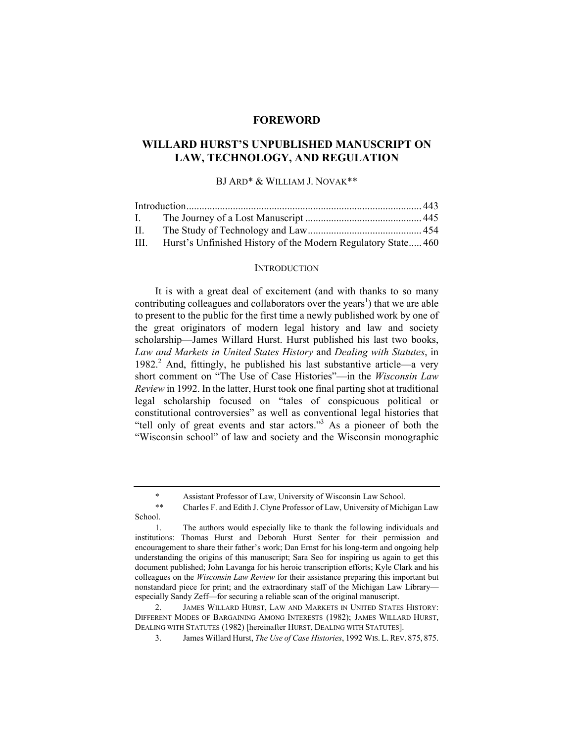# FOREWORD

# WILLARD HURST'S UNPUBLISHED MANUSCRIPT ON LAW, TECHNOLOGY, AND REGULATION

BJ ARD* & WILLIAM J. NOVAK**

| | | |
|---|---|---|
| Introduction | | 443 |
| I. | The Journey of a Lost Manuscript | 445 |
| II. | The Study of Technology and Law | 454 |
| III. | Hurst's Unfinished History of the Modern Regulatory State | 460 |

## INTRODUCTION

It is with a great deal of excitement (and with thanks to so many contributing colleagues and collaborators over the years[1]) that we are able to present to the public for the first time a newly published work by one of the great originators of modern legal history and law and society scholarship—James Willard Hurst. Hurst published his last two books, *Law and Markets in United States History* and *Dealing with Statutes*, in 1982.[2] And, fittingly, he published his last substantive article—a very short comment on "The Use of Case Histories"—in the *Wisconsin Law Review* in 1992. In the latter, Hurst took one final parting shot at traditional legal scholarship focused on "tales of conspicuous political or constitutional controversies" as well as conventional legal histories that "tell only of great events and star actors."[3] As a pioneer of both the "Wisconsin school" of law and society and the Wisconsin monographic

---

\* Assistant Professor of Law, University of Wisconsin Law School.

\*\* Charles F. and Edith J. Clyne Professor of Law, University of Michigan Law School.

1. The authors would especially like to thank the following individuals and institutions: Thomas Hurst and Deborah Hurst Senter for their permission and encouragement to share their father's work; Dan Ernst for his long-term and ongoing help understanding the origins of this manuscript; Sara Seo for inspiring us again to get this document published; John Lavanga for his heroic transcription efforts; Kyle Clark and his colleagues on the *Wisconsin Law Review* for their assistance preparing this important but nonstandard piece for print; and the extraordinary staff of the Michigan Law Library—especially Sandy Zeff—for securing a reliable scan of the original manuscript.

2. JAMES WILLARD HURST, LAW AND MARKETS IN UNITED STATES HISTORY: DIFFERENT MODES OF BARGAINING AMONG INTERESTS (1982); JAMES WILLARD HURST, DEALING WITH STATUTES (1982) [hereinafter HURST, DEALING WITH STATUTES].

3. James Willard Hurst, *The Use of Case Histories*, 1992 WIS. L. REV. 875, 875.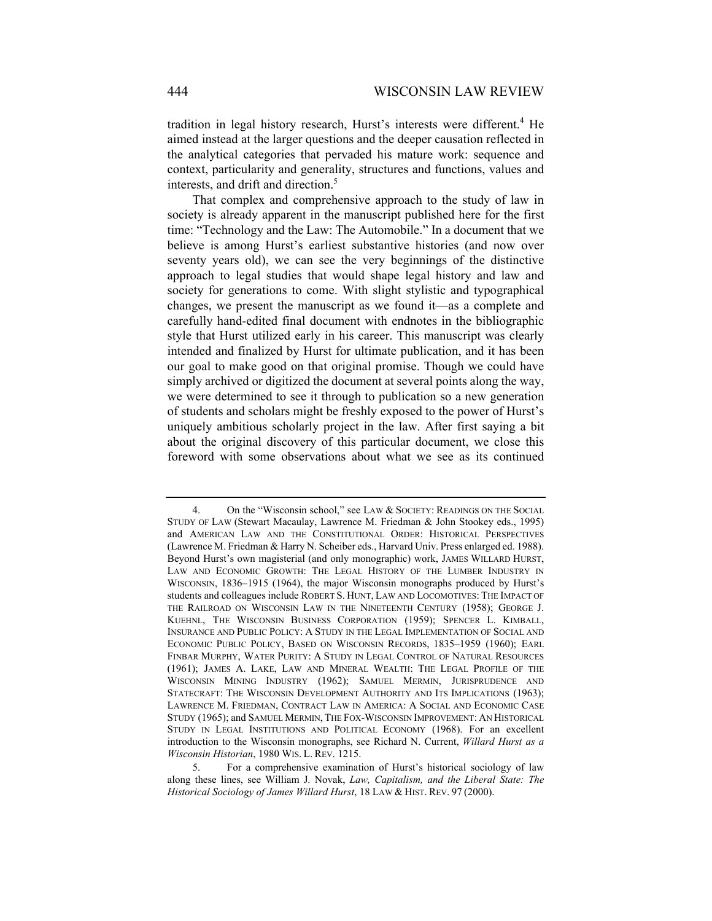tradition in legal history research, Hurst's interests were different.[4] He aimed instead at the larger questions and the deeper causation reflected in the analytical categories that pervaded his mature work: sequence and context, particularity and generality, structures and functions, values and interests, and drift and direction.[5]

That complex and comprehensive approach to the study of law in society is already apparent in the manuscript published here for the first time: "Technology and the Law: The Automobile." In a document that we believe is among Hurst's earliest substantive histories (and now over seventy years old), we can see the very beginnings of the distinctive approach to legal studies that would shape legal history and law and society for generations to come. With slight stylistic and typographical changes, we present the manuscript as we found it—as a complete and carefully hand-edited final document with endnotes in the bibliographic style that Hurst utilized early in his career. This manuscript was clearly intended and finalized by Hurst for ultimate publication, and it has been our goal to make good on that original promise. Though we could have simply archived or digitized the document at several points along the way, we were determined to see it through to publication so a new generation of students and scholars might be freshly exposed to the power of Hurst's uniquely ambitious scholarly project in the law. After first saying a bit about the original discovery of this particular document, we close this foreword with some observations about what we see as its continued

---

4. On the "Wisconsin school," see LAW & SOCIETY: READINGS ON THE SOCIAL STUDY OF LAW (Stewart Macaulay, Lawrence M. Friedman & John Stookey eds., 1995) and AMERICAN LAW AND THE CONSTITUTIONAL ORDER: HISTORICAL PERSPECTIVES (Lawrence M. Friedman & Harry N. Scheiber eds., Harvard Univ. Press enlarged ed. 1988). Beyond Hurst's own magisterial (and only monographic) work, JAMES WILLARD HURST, LAW AND ECONOMIC GROWTH: THE LEGAL HISTORY OF THE LUMBER INDUSTRY IN WISCONSIN, 1836–1915 (1964), the major Wisconsin monographs produced by Hurst's students and colleagues include ROBERT S. HUNT, LAW AND LOCOMOTIVES: THE IMPACT OF THE RAILROAD ON WISCONSIN LAW IN THE NINETEENTH CENTURY (1958); GEORGE J. KUEHNL, THE WISCONSIN BUSINESS CORPORATION (1959); SPENCER L. KIMBALL, INSURANCE AND PUBLIC POLICY: A STUDY IN THE LEGAL IMPLEMENTATION OF SOCIAL AND ECONOMIC PUBLIC POLICY, BASED ON WISCONSIN RECORDS, 1835–1959 (1960); EARL FINBAR MURPHY, WATER PURITY: A STUDY IN LEGAL CONTROL OF NATURAL RESOURCES (1961); JAMES A. LAKE, LAW AND MINERAL WEALTH: THE LEGAL PROFILE OF THE WISCONSIN MINING INDUSTRY (1962); SAMUEL MERMIN, JURISPRUDENCE AND STATECRAFT: THE WISCONSIN DEVELOPMENT AUTHORITY AND ITS IMPLICATIONS (1963); LAWRENCE M. FRIEDMAN, CONTRACT LAW IN AMERICA: A SOCIAL AND ECONOMIC CASE STUDY (1965); and SAMUEL MERMIN, THE FOX-WISCONSIN IMPROVEMENT: AN HISTORICAL STUDY IN LEGAL INSTITUTIONS AND POLITICAL ECONOMY (1968). For an excellent introduction to the Wisconsin monographs, see Richard N. Current, *Willard Hurst as a Wisconsin Historian*, 1980 WIS. L. REV. 1215.

5. For a comprehensive examination of Hurst's historical sociology of law along these lines, see William J. Novak, *Law, Capitalism, and the Liberal State: The Historical Sociology of James Willard Hurst*, 18 LAW & HIST. REV. 97 (2000).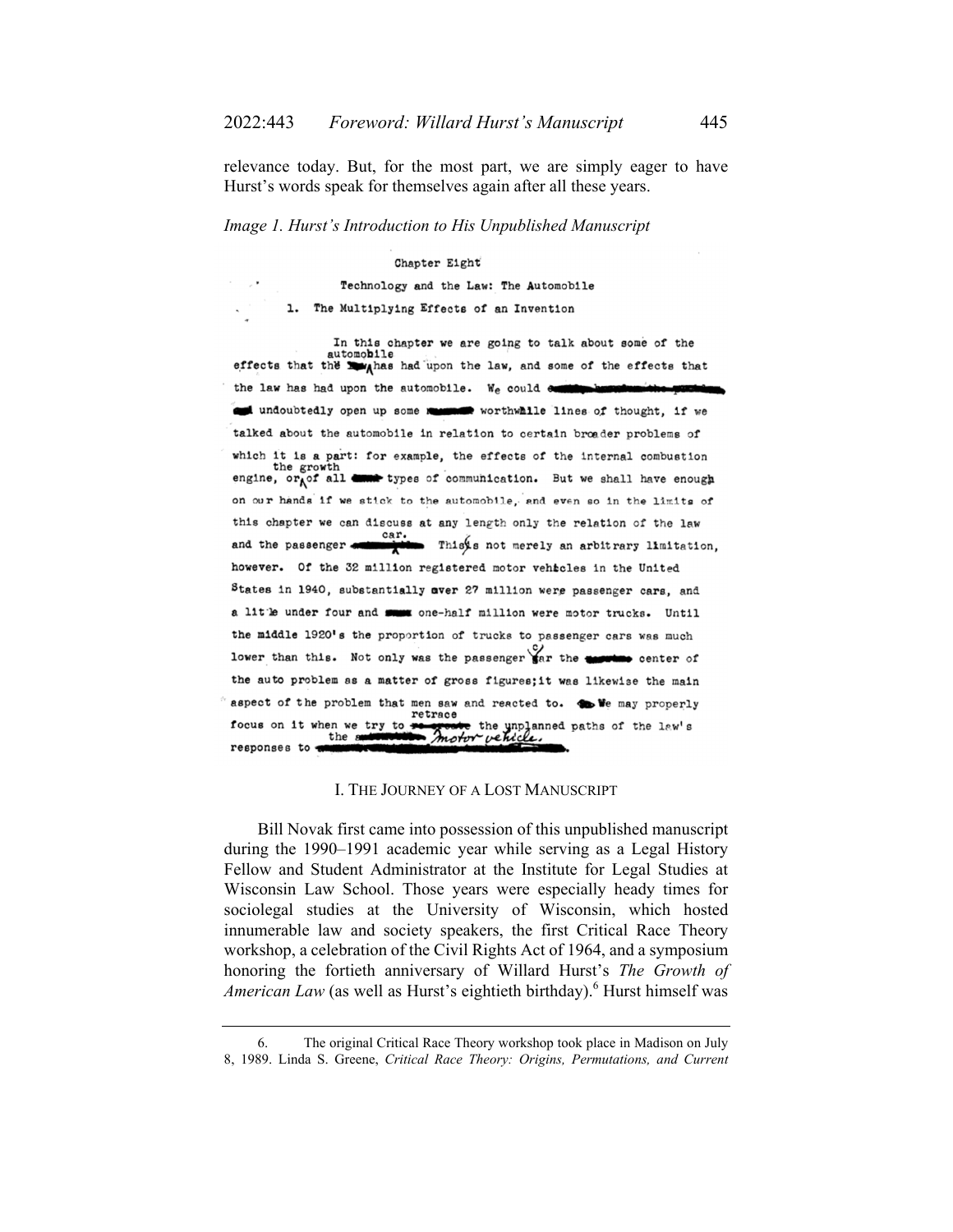relevance today. But, for the most part, we are simply eager to have Hurst's words speak for themselves again after all these years.

*Image 1. Hurst's Introduction to His Unpublished Manuscript*

Chapter Eight

Technology and the Law: The Automobile

1. The Multiplying Effects of an Invention

In this chapter we are going to talk about some of the effects that the automobile has had upon the law, and some of the effects that the law has had upon the automobile. We could undoubtedly open up some worthwhile lines of thought, if we talked about the automobile in relation to certain broader problems of which it is a part: for example, the effects of the internal combustion engine, or the growth of all types of communication. But we shall have enough on our hands if we stick to the automobile, and even so in the limits of this chapter we can discuss at any length only the relation of the law and the passenger car. This is not merely an arbitrary limitation, however. Of the 32 million registered motor vehicles in the United States in 1940, substantially over 27 million were passenger cars, and a little under four and one-half million were motor trucks. Until the middle 1920's the proportion of trucks to passenger cars was much lower than this. Not only was the passenger car the center of the auto problem as a matter of gross figures; it was likewise the main aspect of the problem that men saw and reacted to. We may properly focus on it when we try to retrace the unplanned paths of the law's responses to the motor vehicle.

## I. THE JOURNEY OF A LOST MANUSCRIPT

Bill Novak first came into possession of this unpublished manuscript during the 1990–1991 academic year while serving as a Legal History Fellow and Student Administrator at the Institute for Legal Studies at Wisconsin Law School. Those years were especially heady times for sociolegal studies at the University of Wisconsin, which hosted innumerable law and society speakers, the first Critical Race Theory workshop, a celebration of the Civil Rights Act of 1964, and a symposium honoring the fortieth anniversary of Willard Hurst's *The Growth of American Law* (as well as Hurst's eightieth birthday).[6] Hurst himself was

6. The original Critical Race Theory workshop took place in Madison on July 8, 1989. Linda S. Greene, *Critical Race Theory: Origins, Permutations, and Current*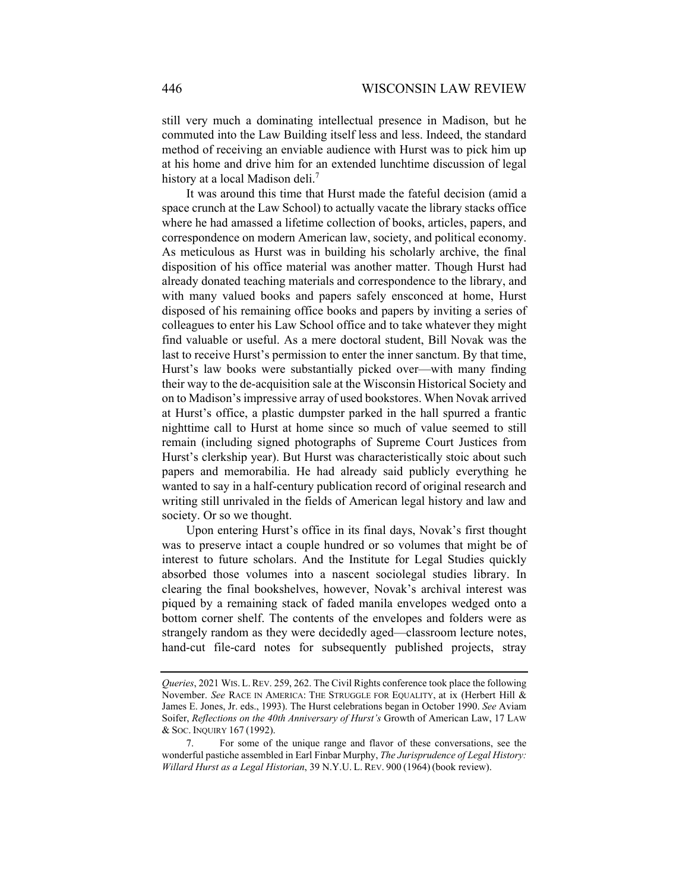still very much a dominating intellectual presence in Madison, but he commuted into the Law Building itself less and less. Indeed, the standard method of receiving an enviable audience with Hurst was to pick him up at his home and drive him for an extended lunchtime discussion of legal history at a local Madison deli.[7]

It was around this time that Hurst made the fateful decision (amid a space crunch at the Law School) to actually vacate the library stacks office where he had amassed a lifetime collection of books, articles, papers, and correspondence on modern American law, society, and political economy. As meticulous as Hurst was in building his scholarly archive, the final disposition of his office material was another matter. Though Hurst had already donated teaching materials and correspondence to the library, and with many valued books and papers safely ensconced at home, Hurst disposed of his remaining office books and papers by inviting a series of colleagues to enter his Law School office and to take whatever they might find valuable or useful. As a mere doctoral student, Bill Novak was the last to receive Hurst's permission to enter the inner sanctum. By that time, Hurst's law books were substantially picked over—with many finding their way to the de-acquisition sale at the Wisconsin Historical Society and on to Madison's impressive array of used bookstores. When Novak arrived at Hurst's office, a plastic dumpster parked in the hall spurred a frantic nighttime call to Hurst at home since so much of value seemed to still remain (including signed photographs of Supreme Court Justices from Hurst's clerkship year). But Hurst was characteristically stoic about such papers and memorabilia. He had already said publicly everything he wanted to say in a half-century publication record of original research and writing still unrivaled in the fields of American legal history and law and society. Or so we thought.

Upon entering Hurst's office in its final days, Novak's first thought was to preserve intact a couple hundred or so volumes that might be of interest to future scholars. And the Institute for Legal Studies quickly absorbed those volumes into a nascent sociolegal studies library. In clearing the final bookshelves, however, Novak's archival interest was piqued by a remaining stack of faded manila envelopes wedged onto a bottom corner shelf. The contents of the envelopes and folders were as strangely random as they were decidedly aged—classroom lecture notes, hand-cut file-card notes for subsequently published projects, stray

---

*Queries*, 2021 WIS. L. REV. 259, 262. The Civil Rights conference took place the following November. *See* RACE IN AMERICA: THE STRUGGLE FOR EQUALITY, at ix (Herbert Hill & James E. Jones, Jr. eds., 1993). The Hurst celebrations began in October 1990. *See* Aviam Soifer, *Reflections on the 40th Anniversary of Hurst's* Growth of American Law, 17 LAW & SOC. INQUIRY 167 (1992).

7. For some of the unique range and flavor of these conversations, see the wonderful pastiche assembled in Earl Finbar Murphy, *The Jurisprudence of Legal History: Willard Hurst as a Legal Historian*, 39 N.Y.U. L. REV. 900 (1964) (book review).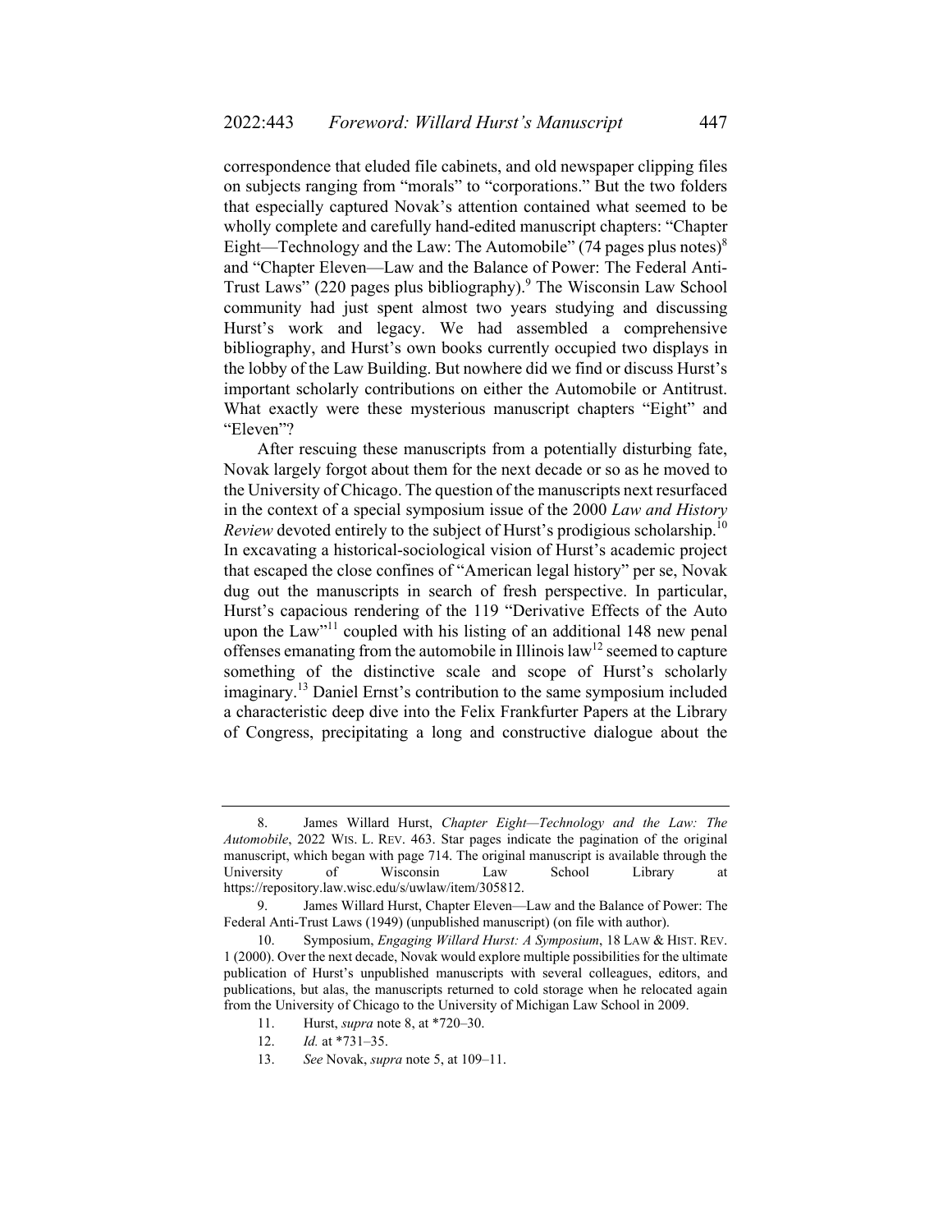correspondence that eluded file cabinets, and old newspaper clipping files on subjects ranging from "morals" to "corporations." But the two folders that especially captured Novak's attention contained what seemed to be wholly complete and carefully hand-edited manuscript chapters: "Chapter Eight—Technology and the Law: The Automobile" (74 pages plus notes)[8] and "Chapter Eleven—Law and the Balance of Power: The Federal Anti-Trust Laws" (220 pages plus bibliography).[9] The Wisconsin Law School community had just spent almost two years studying and discussing Hurst's work and legacy. We had assembled a comprehensive bibliography, and Hurst's own books currently occupied two displays in the lobby of the Law Building. But nowhere did we find or discuss Hurst's important scholarly contributions on either the Automobile or Antitrust. What exactly were these mysterious manuscript chapters "Eight" and "Eleven"?

After rescuing these manuscripts from a potentially disturbing fate, Novak largely forgot about them for the next decade or so as he moved to the University of Chicago. The question of the manuscripts next resurfaced in the context of a special symposium issue of the 2000 *Law and History Review* devoted entirely to the subject of Hurst's prodigious scholarship.[10] In excavating a historical-sociological vision of Hurst's academic project that escaped the close confines of "American legal history" per se, Novak dug out the manuscripts in search of fresh perspective. In particular, Hurst's capacious rendering of the 119 "Derivative Effects of the Auto upon the Law"[11] coupled with his listing of an additional 148 new penal offenses emanating from the automobile in Illinois law[12] seemed to capture something of the distinctive scale and scope of Hurst's scholarly imaginary.[13] Daniel Ernst's contribution to the same symposium included a characteristic deep dive into the Felix Frankfurter Papers at the Library of Congress, precipitating a long and constructive dialogue about the

---

8. James Willard Hurst, *Chapter Eight—Technology and the Law: The Automobile*, 2022 WIS. L. REV. 463. Star pages indicate the pagination of the original manuscript, which began with page 714. The original manuscript is available through the University of Wisconsin Law School Library at https://repository.law.wisc.edu/s/uwlaw/item/305812.

9. James Willard Hurst, Chapter Eleven—Law and the Balance of Power: The Federal Anti-Trust Laws (1949) (unpublished manuscript) (on file with author).

10. Symposium, *Engaging Willard Hurst: A Symposium*, 18 LAW & HIST. REV. 1 (2000). Over the next decade, Novak would explore multiple possibilities for the ultimate publication of Hurst's unpublished manuscripts with several colleagues, editors, and publications, but alas, the manuscripts returned to cold storage when he relocated again from the University of Chicago to the University of Michigan Law School in 2009.

11. Hurst, *supra* note 8, at *720–30.

12. *Id.* at *731–35.

13. *See* Novak, *supra* note 5, at 109–11.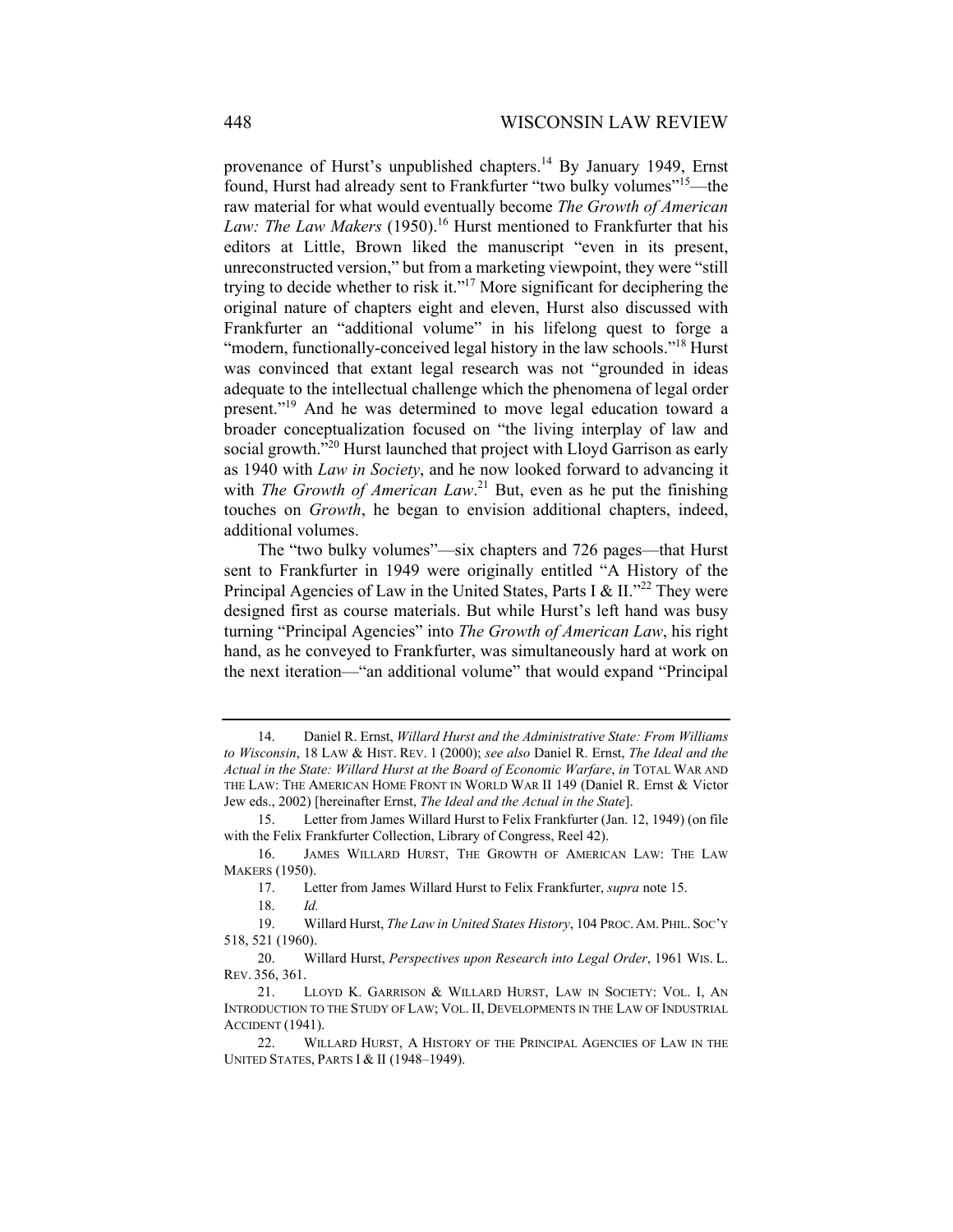provenance of Hurst's unpublished chapters.[14] By January 1949, Ernst found, Hurst had already sent to Frankfurter "two bulky volumes"[15]—the raw material for what would eventually become *The Growth of American Law: The Law Makers* (1950).[16] Hurst mentioned to Frankfurter that his editors at Little, Brown liked the manuscript "even in its present, unreconstructed version," but from a marketing viewpoint, they were "still trying to decide whether to risk it."[17] More significant for deciphering the original nature of chapters eight and eleven, Hurst also discussed with Frankfurter an "additional volume" in his lifelong quest to forge a "modern, functionally-conceived legal history in the law schools."[18] Hurst was convinced that extant legal research was not "grounded in ideas adequate to the intellectual challenge which the phenomena of legal order present."[19] And he was determined to move legal education toward a broader conceptualization focused on "the living interplay of law and social growth."[20] Hurst launched that project with Lloyd Garrison as early as 1940 with *Law in Society*, and he now looked forward to advancing it with *The Growth of American Law*.[21] But, even as he put the finishing touches on *Growth*, he began to envision additional chapters, indeed, additional volumes.

The "two bulky volumes"—six chapters and 726 pages—that Hurst sent to Frankfurter in 1949 were originally entitled "A History of the Principal Agencies of Law in the United States, Parts I & II."[22] They were designed first as course materials. But while Hurst's left hand was busy turning "Principal Agencies" into *The Growth of American Law*, his right hand, as he conveyed to Frankfurter, was simultaneously hard at work on the next iteration—"an additional volume" that would expand "Principal

---

14. Daniel R. Ernst, *Willard Hurst and the Administrative State: From Williams to Wisconsin*, 18 LAW & HIST. REV. 1 (2000); *see also* Daniel R. Ernst, *The Ideal and the Actual in the State: Willard Hurst at the Board of Economic Warfare*, *in* TOTAL WAR AND THE LAW: THE AMERICAN HOME FRONT IN WORLD WAR II 149 (Daniel R. Ernst & Victor Jew eds., 2002) [hereinafter Ernst, *The Ideal and the Actual in the State*].

15. Letter from James Willard Hurst to Felix Frankfurter (Jan. 12, 1949) (on file with the Felix Frankfurter Collection, Library of Congress, Reel 42).

16. JAMES WILLARD HURST, THE GROWTH OF AMERICAN LAW: THE LAW MAKERS (1950).

17. Letter from James Willard Hurst to Felix Frankfurter, *supra* note 15.

18. *Id.*

19. Willard Hurst, *The Law in United States History*, 104 PROC. AM. PHIL. SOC'Y 518, 521 (1960).

20. Willard Hurst, *Perspectives upon Research into Legal Order*, 1961 WIS. L. REV. 356, 361.

21. LLOYD K. GARRISON & WILLARD HURST, LAW IN SOCIETY: VOL. I, AN INTRODUCTION TO THE STUDY OF LAW; VOL. II, DEVELOPMENTS IN THE LAW OF INDUSTRIAL ACCIDENT (1941).

22. WILLARD HURST, A HISTORY OF THE PRINCIPAL AGENCIES OF LAW IN THE UNITED STATES, PARTS I & II (1948–1949).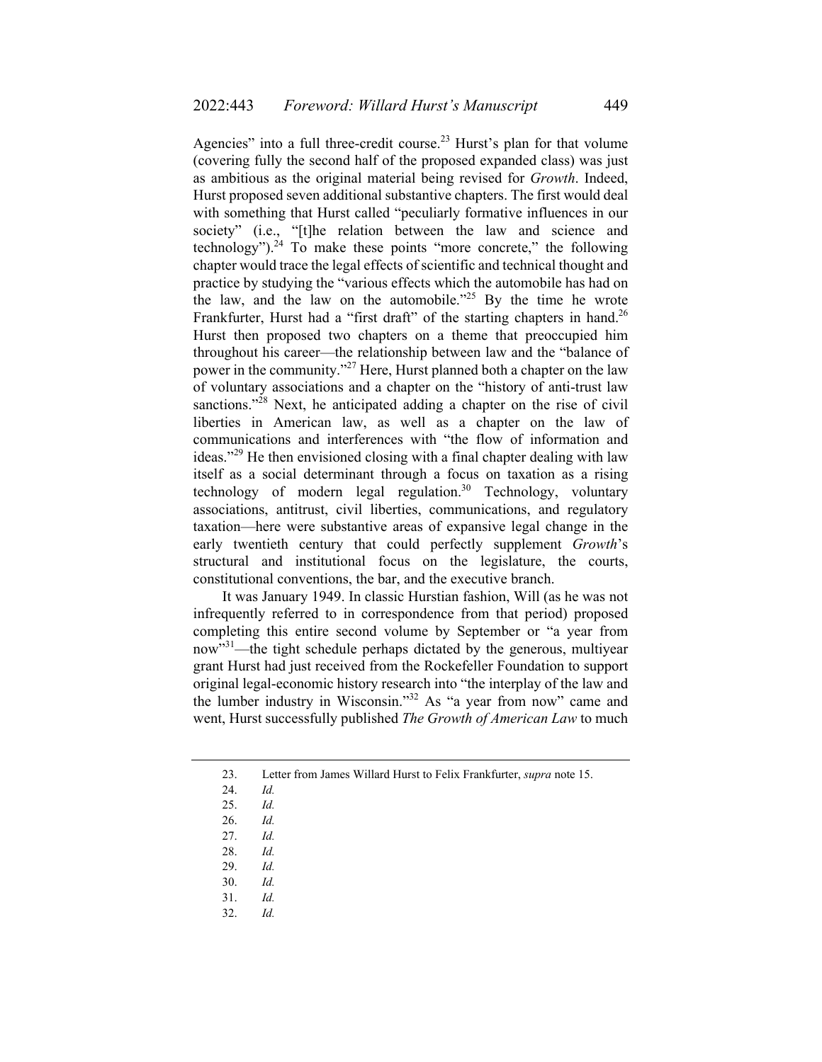Agencies" into a full three-credit course.[23] Hurst's plan for that volume (covering fully the second half of the proposed expanded class) was just as ambitious as the original material being revised for *Growth*. Indeed, Hurst proposed seven additional substantive chapters. The first would deal with something that Hurst called "peculiarly formative influences in our society" (i.e., "[t]he relation between the law and science and technology").[24] To make these points "more concrete," the following chapter would trace the legal effects of scientific and technical thought and practice by studying the "various effects which the automobile has had on the law, and the law on the automobile."[25] By the time he wrote Frankfurter, Hurst had a "first draft" of the starting chapters in hand.[26] Hurst then proposed two chapters on a theme that preoccupied him throughout his career—the relationship between law and the "balance of power in the community."[27] Here, Hurst planned both a chapter on the law of voluntary associations and a chapter on the "history of anti-trust law sanctions."[28] Next, he anticipated adding a chapter on the rise of civil liberties in American law, as well as a chapter on the law of communications and interferences with "the flow of information and ideas."[29] He then envisioned closing with a final chapter dealing with law itself as a social determinant through a focus on taxation as a rising technology of modern legal regulation.[30] Technology, voluntary associations, antitrust, civil liberties, communications, and regulatory taxation—here were substantive areas of expansive legal change in the early twentieth century that could perfectly supplement *Growth*'s structural and institutional focus on the legislature, the courts, constitutional conventions, the bar, and the executive branch.

It was January 1949. In classic Hurstian fashion, Will (as he was not infrequently referred to in correspondence from that period) proposed completing this entire second volume by September or "a year from now"[31]—the tight schedule perhaps dictated by the generous, multiyear grant Hurst had just received from the Rockefeller Foundation to support original legal-economic history research into "the interplay of the law and the lumber industry in Wisconsin."[32] As "a year from now" came and went, Hurst successfully published *The Growth of American Law* to much

---

23. Letter from James Willard Hurst to Felix Frankfurter, *supra* note 15.
24. *Id.*
25. *Id.*
26. *Id.*
27. *Id.*
28. *Id.*
29. *Id.*
30. *Id.*
31. *Id.*
32. *Id.*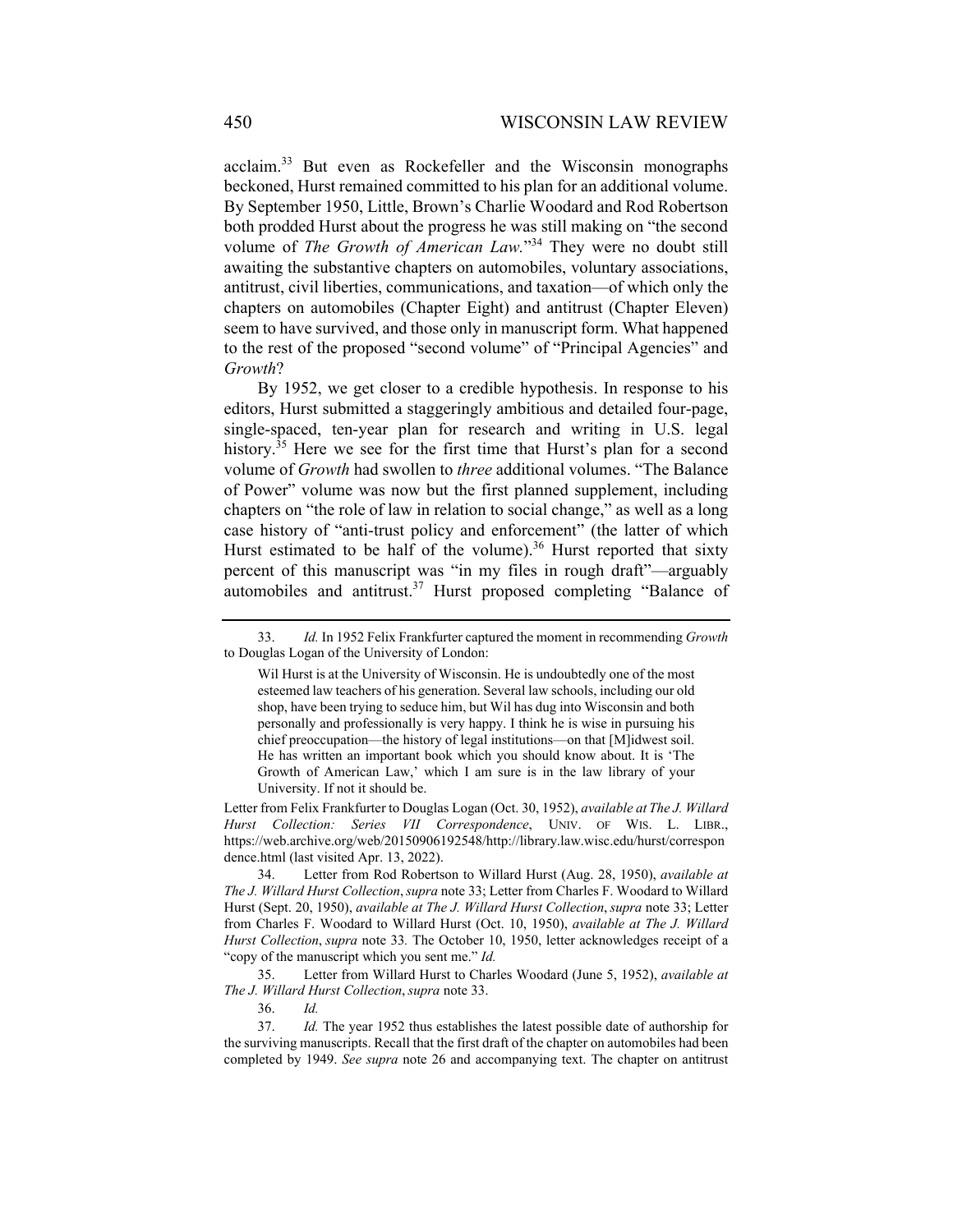acclaim.[33] But even as Rockefeller and the Wisconsin monographs beckoned, Hurst remained committed to his plan for an additional volume. By September 1950, Little, Brown's Charlie Woodard and Rod Robertson both prodded Hurst about the progress he was still making on "the second volume of *The Growth of American Law.*"[34] They were no doubt still awaiting the substantive chapters on automobiles, voluntary associations, antitrust, civil liberties, communications, and taxation—of which only the chapters on automobiles (Chapter Eight) and antitrust (Chapter Eleven) seem to have survived, and those only in manuscript form. What happened to the rest of the proposed "second volume" of "Principal Agencies" and *Growth*?

By 1952, we get closer to a credible hypothesis. In response to his editors, Hurst submitted a staggeringly ambitious and detailed four-page, single-spaced, ten-year plan for research and writing in U.S. legal history.[35] Here we see for the first time that Hurst's plan for a second volume of *Growth* had swollen to *three* additional volumes. "The Balance of Power" volume was now but the first planned supplement, including chapters on "the role of law in relation to social change," as well as a long case history of "anti-trust policy and enforcement" (the latter of which Hurst estimated to be half of the volume).[36] Hurst reported that sixty percent of this manuscript was "in my files in rough draft"—arguably automobiles and antitrust.[37] Hurst proposed completing "Balance of

---

33. *Id.* In 1952 Felix Frankfurter captured the moment in recommending *Growth* to Douglas Logan of the University of London:

> Wil Hurst is at the University of Wisconsin. He is undoubtedly one of the most esteemed law teachers of his generation. Several law schools, including our old shop, have been trying to seduce him, but Wil has dug into Wisconsin and both personally and professionally is very happy. I think he is wise in pursuing his chief preoccupation—the history of legal institutions—on that [M]idwest soil. He has written an important book which you should know about. It is 'The Growth of American Law,' which I am sure is in the law library of your University. If not it should be.

Letter from Felix Frankfurter to Douglas Logan (Oct. 30, 1952), *available at The J. Willard Hurst Collection: Series VII Correspondence*, UNIV. OF WIS. L. LIBR., https://web.archive.org/web/20150906192548/http://library.law.wisc.edu/hurst/correspondence.html (last visited Apr. 13, 2022).

34. Letter from Rod Robertson to Willard Hurst (Aug. 28, 1950), *available at The J. Willard Hurst Collection*, *supra* note 33; Letter from Charles F. Woodard to Willard Hurst (Sept. 20, 1950), *available at The J. Willard Hurst Collection*, *supra* note 33; Letter from Charles F. Woodard to Willard Hurst (Oct. 10, 1950), *available at The J. Willard Hurst Collection*, *supra* note 33*.* The October 10, 1950, letter acknowledges receipt of a "copy of the manuscript which you sent me." *Id.*

35. Letter from Willard Hurst to Charles Woodard (June 5, 1952), *available at The J. Willard Hurst Collection*, *supra* note 33.

36. *Id.*

37. *Id.* The year 1952 thus establishes the latest possible date of authorship for the surviving manuscripts. Recall that the first draft of the chapter on automobiles had been completed by 1949. *See supra* note 26 and accompanying text. The chapter on antitrust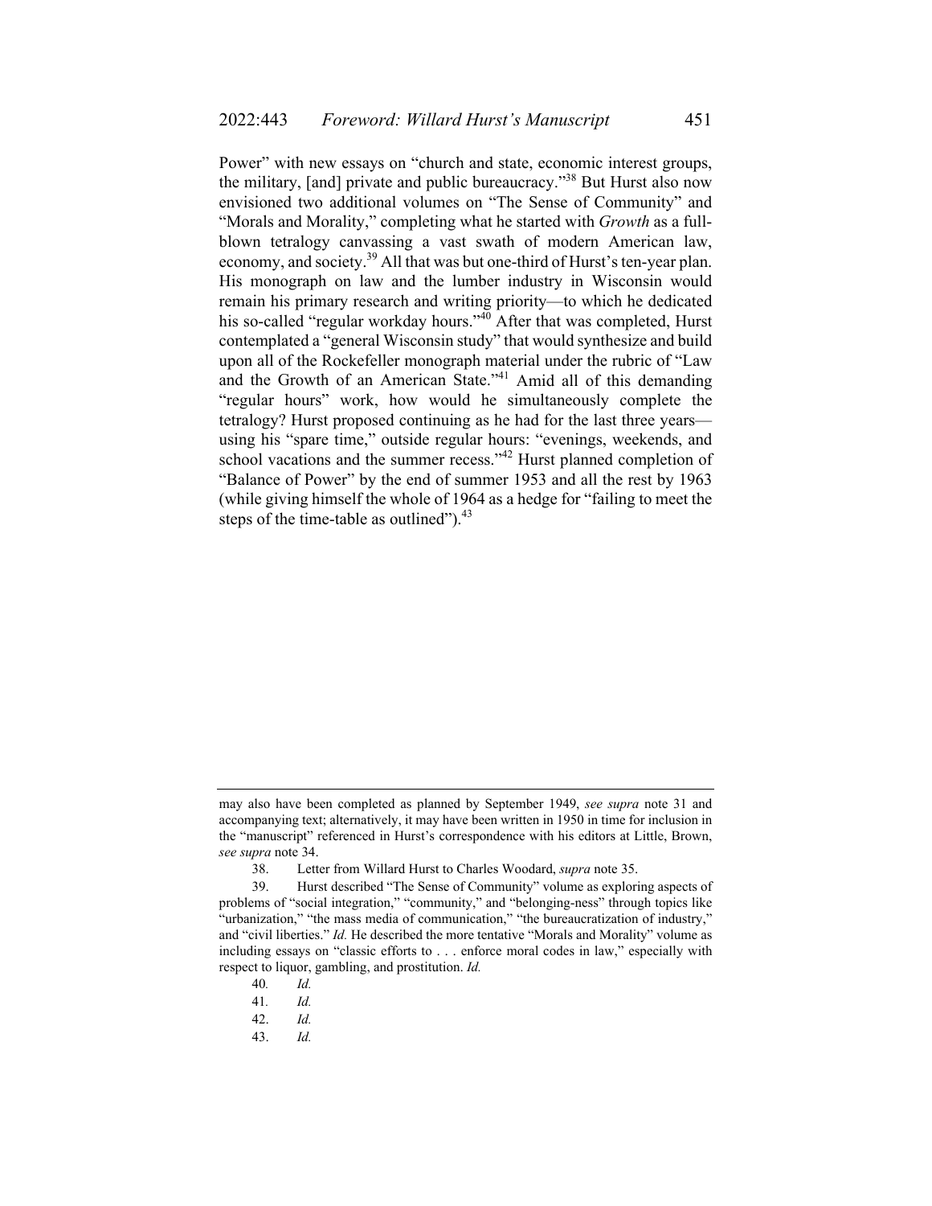Power" with new essays on "church and state, economic interest groups, the military, [and] private and public bureaucracy."[38] But Hurst also now envisioned two additional volumes on "The Sense of Community" and "Morals and Morality," completing what he started with *Growth* as a full-blown tetralogy canvassing a vast swath of modern American law, economy, and society.[39] All that was but one-third of Hurst's ten-year plan. His monograph on law and the lumber industry in Wisconsin would remain his primary research and writing priority—to which he dedicated his so-called "regular workday hours."[40] After that was completed, Hurst contemplated a "general Wisconsin study" that would synthesize and build upon all of the Rockefeller monograph material under the rubric of "Law and the Growth of an American State."[41] Amid all of this demanding "regular hours" work, how would he simultaneously complete the tetralogy? Hurst proposed continuing as he had for the last three years—using his "spare time," outside regular hours: "evenings, weekends, and school vacations and the summer recess."[42] Hurst planned completion of "Balance of Power" by the end of summer 1953 and all the rest by 1963 (while giving himself the whole of 1964 as a hedge for "failing to meet the steps of the time-table as outlined").[43]

---

may also have been completed as planned by September 1949, *see supra* note 31 and accompanying text; alternatively, it may have been written in 1950 in time for inclusion in the "manuscript" referenced in Hurst's correspondence with his editors at Little, Brown, *see supra* note 34.

38. Letter from Willard Hurst to Charles Woodard, *supra* note 35.

39. Hurst described "The Sense of Community" volume as exploring aspects of problems of "social integration," "community," and "belonging-ness" through topics like "urbanization," "the mass media of communication," "the bureaucratization of industry," and "civil liberties." *Id.* He described the more tentative "Morals and Morality" volume as including essays on "classic efforts to . . . enforce moral codes in law," especially with respect to liquor, gambling, and prostitution. *Id.*

40. *Id.*

41. *Id.*

42. *Id.*

43. *Id.*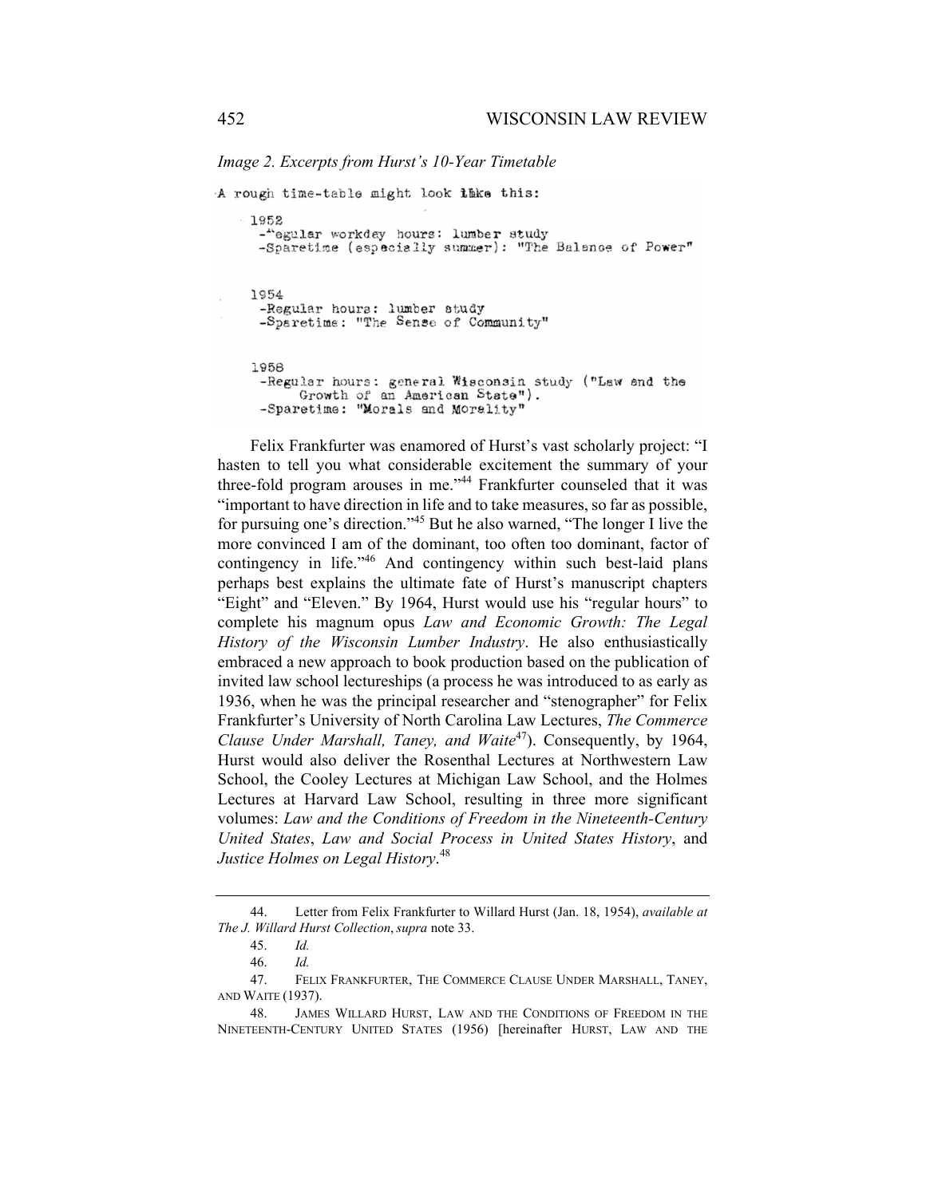*Image 2. Excerpts from Hurst's 10-Year Timetable*

```
A rough time-table might look like this:

   1952
    -Regular workday hours: lumber study
    -Sparetime (especially summer): "The Balance of Power"

   1954
    -Regular hours: lumber study
    -Sparetime: "The Sense of Community"

   1958
    -Regular hours: general Wisconsin study ("Law and the
         Growth of an American State").
    -Sparetime: "Morals and Morality"
```

Felix Frankfurter was enamored of Hurst's vast scholarly project: "I hasten to tell you what considerable excitement the summary of your three-fold program arouses in me."[44] Frankfurter counseled that it was "important to have direction in life and to take measures, so far as possible, for pursuing one's direction."[45] But he also warned, "The longer I live the more convinced I am of the dominant, too often too dominant, factor of contingency in life."[46] And contingency within such best-laid plans perhaps best explains the ultimate fate of Hurst's manuscript chapters "Eight" and "Eleven." By 1964, Hurst would use his "regular hours" to complete his magnum opus *Law and Economic Growth: The Legal History of the Wisconsin Lumber Industry*. He also enthusiastically embraced a new approach to book production based on the publication of invited law school lectureships (a process he was introduced to as early as 1936, when he was the principal researcher and "stenographer" for Felix Frankfurter's University of North Carolina Law Lectures, *The Commerce Clause Under Marshall, Taney, and Waite*[47]). Consequently, by 1964, Hurst would also deliver the Rosenthal Lectures at Northwestern Law School, the Cooley Lectures at Michigan Law School, and the Holmes Lectures at Harvard Law School, resulting in three more significant volumes: *Law and the Conditions of Freedom in the Nineteenth-Century United States*, *Law and Social Process in United States History*, and *Justice Holmes on Legal History*.[48]

---

44. Letter from Felix Frankfurter to Willard Hurst (Jan. 18, 1954), *available at The J. Willard Hurst Collection*, *supra* note 33.

45. *Id.*

46. *Id.*

47. FELIX FRANKFURTER, THE COMMERCE CLAUSE UNDER MARSHALL, TANEY, AND WAITE (1937).

48. JAMES WILLARD HURST, LAW AND THE CONDITIONS OF FREEDOM IN THE NINETEENTH-CENTURY UNITED STATES (1956) [hereinafter HURST, LAW AND THE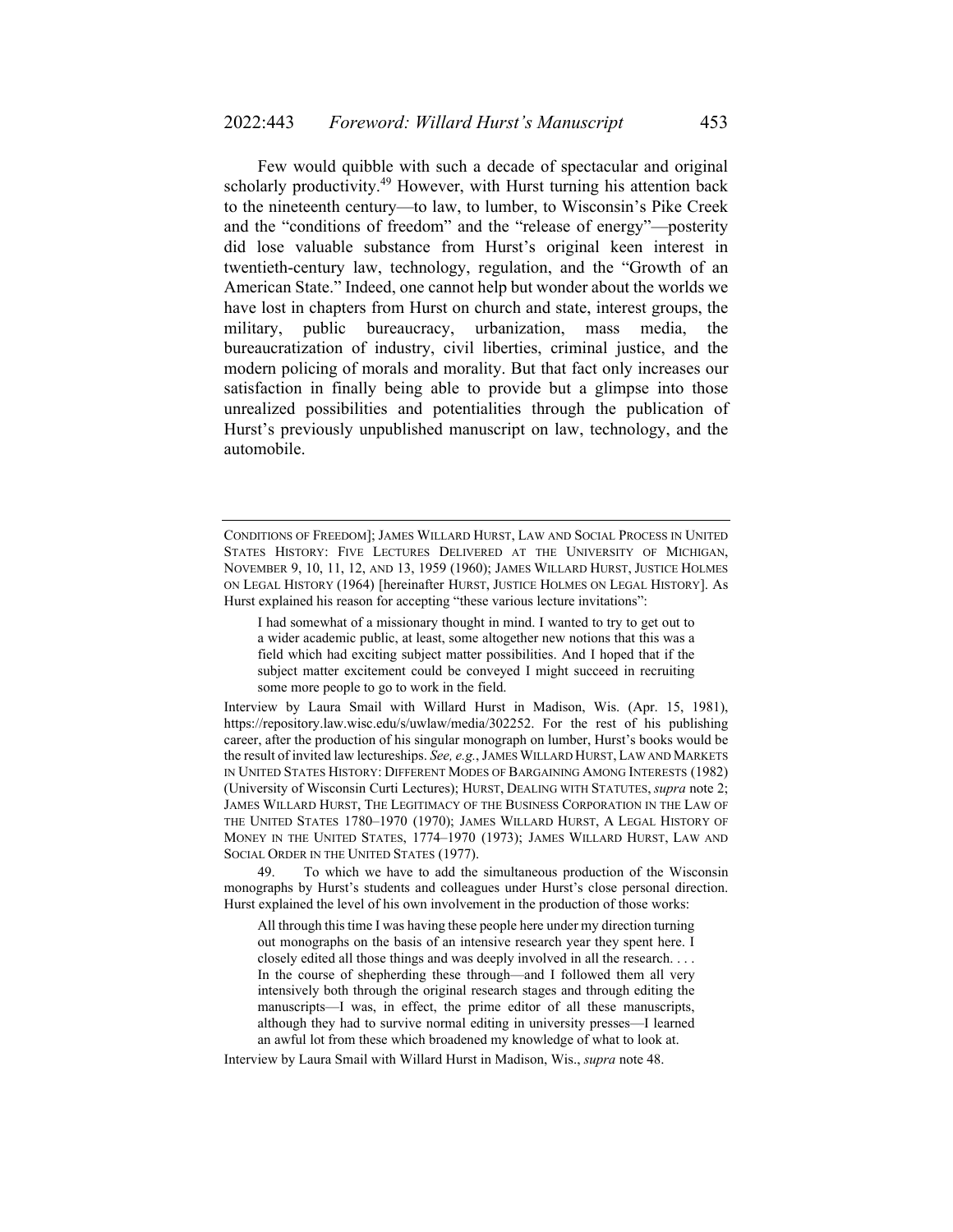Few would quibble with such a decade of spectacular and original scholarly productivity.[49] However, with Hurst turning his attention back to the nineteenth century—to law, to lumber, to Wisconsin's Pike Creek and the "conditions of freedom" and the "release of energy"—posterity did lose valuable substance from Hurst's original keen interest in twentieth-century law, technology, regulation, and the "Growth of an American State." Indeed, one cannot help but wonder about the worlds we have lost in chapters from Hurst on church and state, interest groups, the military, public bureaucracy, urbanization, mass media, the bureaucratization of industry, civil liberties, criminal justice, and the modern policing of morals and morality. But that fact only increases our satisfaction in finally being able to provide but a glimpse into those unrealized possibilities and potentialities through the publication of Hurst's previously unpublished manuscript on law, technology, and the automobile.

---

CONDITIONS OF FREEDOM]; JAMES WILLARD HURST, LAW AND SOCIAL PROCESS IN UNITED STATES HISTORY: FIVE LECTURES DELIVERED AT THE UNIVERSITY OF MICHIGAN, NOVEMBER 9, 10, 11, 12, AND 13, 1959 (1960); JAMES WILLARD HURST, JUSTICE HOLMES ON LEGAL HISTORY (1964) [hereinafter HURST, JUSTICE HOLMES ON LEGAL HISTORY]. As Hurst explained his reason for accepting "these various lecture invitations":

> I had somewhat of a missionary thought in mind. I wanted to try to get out to a wider academic public, at least, some altogether new notions that this was a field which had exciting subject matter possibilities. And I hoped that if the subject matter excitement could be conveyed I might succeed in recruiting some more people to go to work in the field.

Interview by Laura Smail with Willard Hurst in Madison, Wis. (Apr. 15, 1981), https://repository.law.wisc.edu/s/uwlaw/media/302252. For the rest of his publishing career, after the production of his singular monograph on lumber, Hurst's books would be the result of invited law lectureships. *See, e.g.*, JAMES WILLARD HURST, LAW AND MARKETS IN UNITED STATES HISTORY: DIFFERENT MODES OF BARGAINING AMONG INTERESTS (1982) (University of Wisconsin Curti Lectures); HURST, DEALING WITH STATUTES, *supra* note 2; JAMES WILLARD HURST, THE LEGITIMACY OF THE BUSINESS CORPORATION IN THE LAW OF THE UNITED STATES 1780–1970 (1970); JAMES WILLARD HURST, A LEGAL HISTORY OF MONEY IN THE UNITED STATES, 1774–1970 (1973); JAMES WILLARD HURST, LAW AND SOCIAL ORDER IN THE UNITED STATES (1977).

49. To which we have to add the simultaneous production of the Wisconsin monographs by Hurst's students and colleagues under Hurst's close personal direction. Hurst explained the level of his own involvement in the production of those works:

> All through this time I was having these people here under my direction turning out monographs on the basis of an intensive research year they spent here. I closely edited all those things and was deeply involved in all the research. . . . In the course of shepherding these through—and I followed them all very intensively both through the original research stages and through editing the manuscripts—I was, in effect, the prime editor of all these manuscripts, although they had to survive normal editing in university presses—I learned an awful lot from these which broadened my knowledge of what to look at.

Interview by Laura Smail with Willard Hurst in Madison, Wis., *supra* note 48.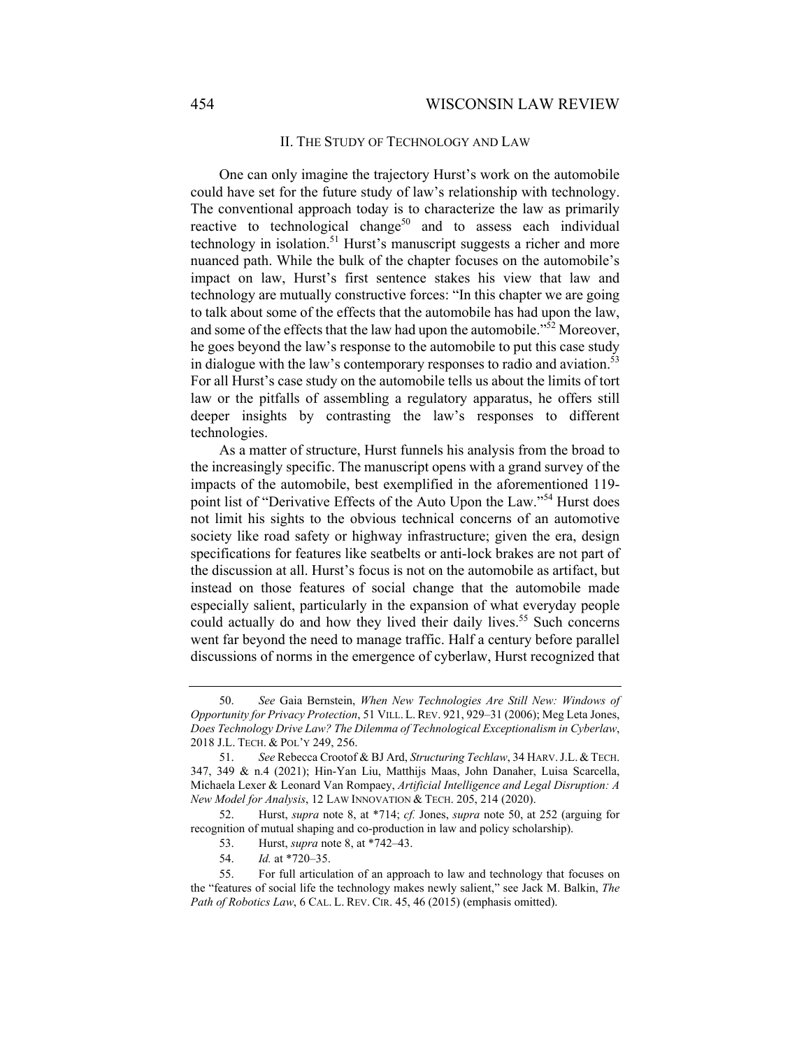## II. THE STUDY OF TECHNOLOGY AND LAW

One can only imagine the trajectory Hurst's work on the automobile could have set for the future study of law's relationship with technology. The conventional approach today is to characterize the law as primarily reactive to technological change[50] and to assess each individual technology in isolation.[51] Hurst's manuscript suggests a richer and more nuanced path. While the bulk of the chapter focuses on the automobile's impact on law, Hurst's first sentence stakes his view that law and technology are mutually constructive forces: "In this chapter we are going to talk about some of the effects that the automobile has had upon the law, and some of the effects that the law had upon the automobile."[52] Moreover, he goes beyond the law's response to the automobile to put this case study in dialogue with the law's contemporary responses to radio and aviation.[53] For all Hurst's case study on the automobile tells us about the limits of tort law or the pitfalls of assembling a regulatory apparatus, he offers still deeper insights by contrasting the law's responses to different technologies.

As a matter of structure, Hurst funnels his analysis from the broad to the increasingly specific. The manuscript opens with a grand survey of the impacts of the automobile, best exemplified in the aforementioned 119-point list of "Derivative Effects of the Auto Upon the Law."[54] Hurst does not limit his sights to the obvious technical concerns of an automotive society like road safety or highway infrastructure; given the era, design specifications for features like seatbelts or anti-lock brakes are not part of the discussion at all. Hurst's focus is not on the automobile as artifact, but instead on those features of social change that the automobile made especially salient, particularly in the expansion of what everyday people could actually do and how they lived their daily lives.[55] Such concerns went far beyond the need to manage traffic. Half a century before parallel discussions of norms in the emergence of cyberlaw, Hurst recognized that

---

50. *See* Gaia Bernstein, *When New Technologies Are Still New: Windows of Opportunity for Privacy Protection*, 51 VILL. L. REV. 921, 929–31 (2006); Meg Leta Jones, *Does Technology Drive Law? The Dilemma of Technological Exceptionalism in Cyberlaw*, 2018 J.L. TECH. & POL'Y 249, 256.

51. *See* Rebecca Crootof & BJ Ard, *Structuring Techlaw*, 34 HARV. J.L. & TECH. 347, 349 & n.4 (2021); Hin-Yan Liu, Matthijs Maas, John Danaher, Luisa Scarcella, Michaela Lexer & Leonard Van Rompaey, *Artificial Intelligence and Legal Disruption: A New Model for Analysis*, 12 LAW INNOVATION & TECH. 205, 214 (2020).

52. Hurst, *supra* note 8, at *714; *cf.* Jones, *supra* note 50, at 252 (arguing for recognition of mutual shaping and co-production in law and policy scholarship).

53. Hurst, *supra* note 8, at *742–43.

54. *Id.* at *720–35.

55. For full articulation of an approach to law and technology that focuses on the "features of social life the technology makes newly salient," see Jack M. Balkin, *The Path of Robotics Law*, 6 CAL. L. REV. CIR. 45, 46 (2015) (emphasis omitted).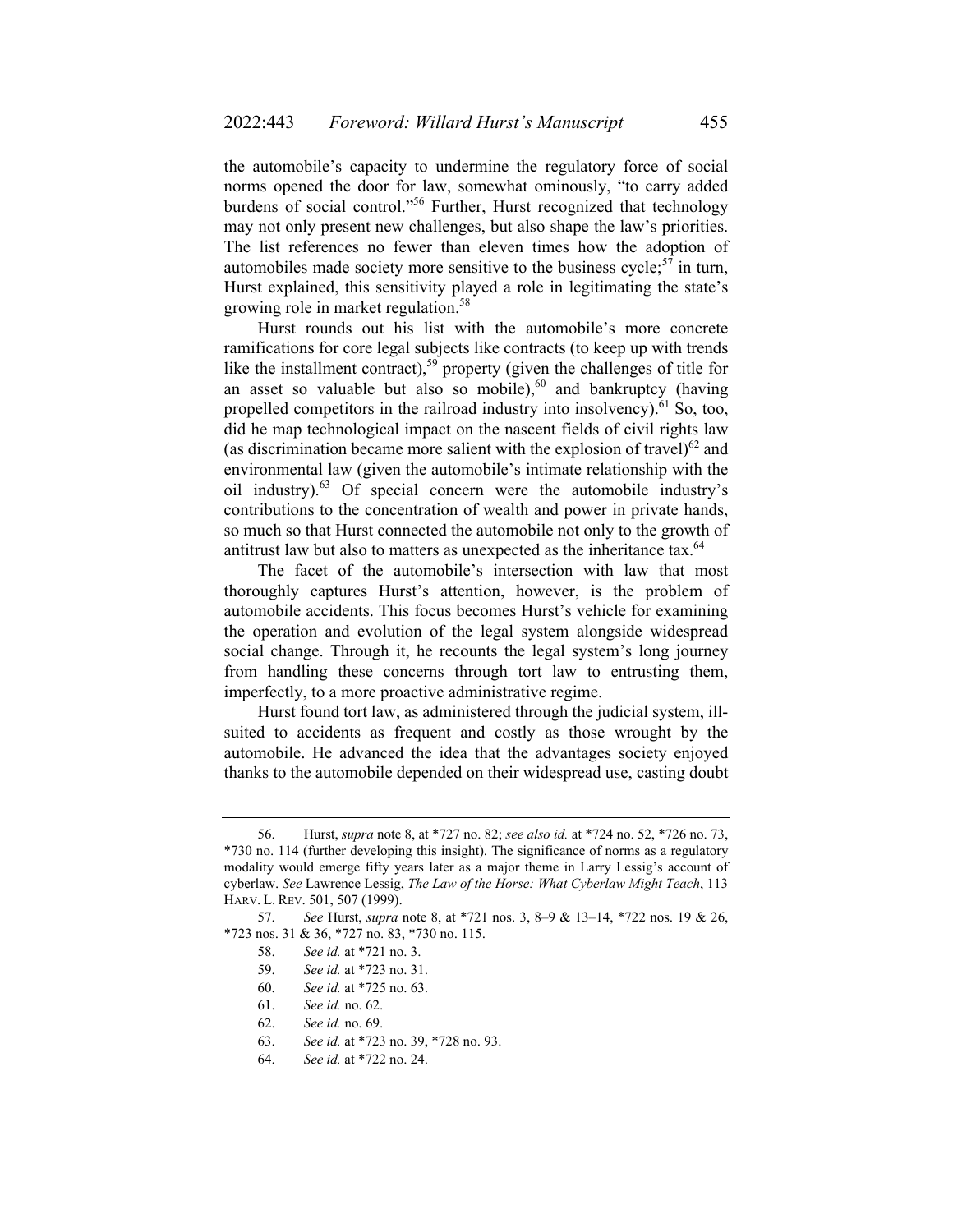the automobile's capacity to undermine the regulatory force of social norms opened the door for law, somewhat ominously, "to carry added burdens of social control."[56] Further, Hurst recognized that technology may not only present new challenges, but also shape the law's priorities. The list references no fewer than eleven times how the adoption of automobiles made society more sensitive to the business cycle;[57] in turn, Hurst explained, this sensitivity played a role in legitimating the state's growing role in market regulation.[58]

Hurst rounds out his list with the automobile's more concrete ramifications for core legal subjects like contracts (to keep up with trends like the installment contract),[59] property (given the challenges of title for an asset so valuable but also so mobile),[60] and bankruptcy (having propelled competitors in the railroad industry into insolvency).[61] So, too, did he map technological impact on the nascent fields of civil rights law (as discrimination became more salient with the explosion of travel)[62] and environmental law (given the automobile's intimate relationship with the oil industry).[63] Of special concern were the automobile industry's contributions to the concentration of wealth and power in private hands, so much so that Hurst connected the automobile not only to the growth of antitrust law but also to matters as unexpected as the inheritance tax.[64]

The facet of the automobile's intersection with law that most thoroughly captures Hurst's attention, however, is the problem of automobile accidents. This focus becomes Hurst's vehicle for examining the operation and evolution of the legal system alongside widespread social change. Through it, he recounts the legal system's long journey from handling these concerns through tort law to entrusting them, imperfectly, to a more proactive administrative regime.

Hurst found tort law, as administered through the judicial system, ill-suited to accidents as frequent and costly as those wrought by the automobile. He advanced the idea that the advantages society enjoyed thanks to the automobile depended on their widespread use, casting doubt

---

56. Hurst, *supra* note 8, at *727 no. 82; *see also id.* at *724 no. 52, *726 no. 73, *730 no. 114 (further developing this insight). The significance of norms as a regulatory modality would emerge fifty years later as a major theme in Larry Lessig's account of cyberlaw. *See* Lawrence Lessig, *The Law of the Horse: What Cyberlaw Might Teach*, 113 HARV. L. REV. 501, 507 (1999).

57. *See* Hurst, *supra* note 8, at *721 nos. 3, 8–9 & 13–14, *722 nos. 19 & 26, *723 nos. 31 & 36, *727 no. 83, *730 no. 115.

58. *See id.* at *721 no. 3.

59. *See id.* at *723 no. 31.

60. *See id.* at *725 no. 63.

61. *See id.* no. 62.

62. *See id.* no. 69.

63. *See id.* at *723 no. 39, *728 no. 93.

64. *See id.* at *722 no. 24.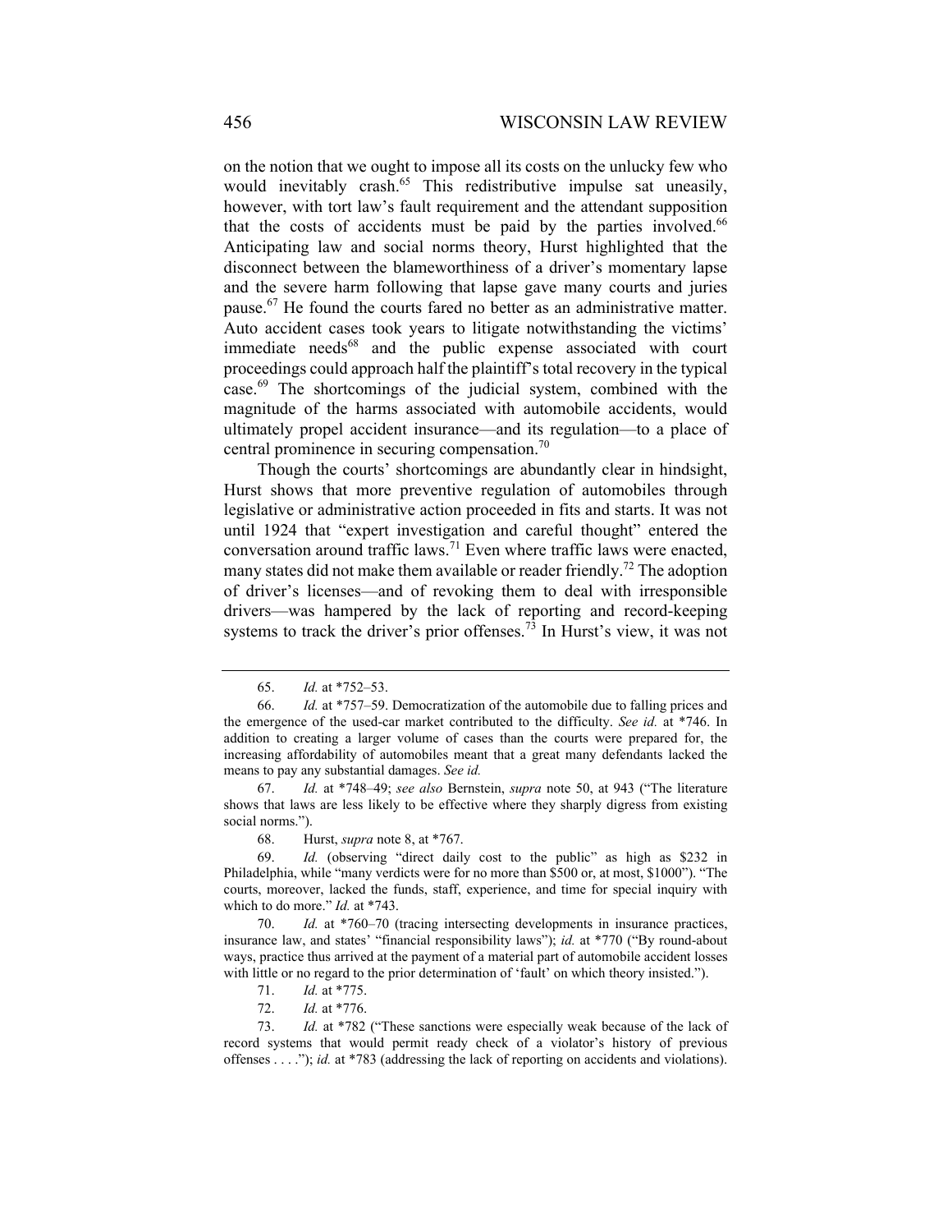on the notion that we ought to impose all its costs on the unlucky few who would inevitably crash.[65] This redistributive impulse sat uneasily, however, with tort law's fault requirement and the attendant supposition that the costs of accidents must be paid by the parties involved.[66] Anticipating law and social norms theory, Hurst highlighted that the disconnect between the blameworthiness of a driver's momentary lapse and the severe harm following that lapse gave many courts and juries pause.[67] He found the courts fared no better as an administrative matter. Auto accident cases took years to litigate notwithstanding the victims' immediate needs[68] and the public expense associated with court proceedings could approach half the plaintiff's total recovery in the typical case.[69] The shortcomings of the judicial system, combined with the magnitude of the harms associated with automobile accidents, would ultimately propel accident insurance—and its regulation—to a place of central prominence in securing compensation.[70]

Though the courts' shortcomings are abundantly clear in hindsight, Hurst shows that more preventive regulation of automobiles through legislative or administrative action proceeded in fits and starts. It was not until 1924 that "expert investigation and careful thought" entered the conversation around traffic laws.[71] Even where traffic laws were enacted, many states did not make them available or reader friendly.[72] The adoption of driver's licenses—and of revoking them to deal with irresponsible drivers—was hampered by the lack of reporting and record-keeping systems to track the driver's prior offenses.[73] In Hurst's view, it was not

---

65. *Id.* at *752–53.

66. *Id.* at *757–59. Democratization of the automobile due to falling prices and the emergence of the used-car market contributed to the difficulty. *See id.* at *746. In addition to creating a larger volume of cases than the courts were prepared for, the increasing affordability of automobiles meant that a great many defendants lacked the means to pay any substantial damages. *See id.*

67. *Id.* at *748–49; *see also* Bernstein, *supra* note 50, at 943 ("The literature shows that laws are less likely to be effective where they sharply digress from existing social norms.").

68. Hurst, *supra* note 8, at *767.

69. *Id.* (observing "direct daily cost to the public" as high as $232 in Philadelphia, while "many verdicts were for no more than $500 or, at most, $1000"). "The courts, moreover, lacked the funds, staff, experience, and time for special inquiry with which to do more." *Id.* at *743.

70. *Id.* at *760–70 (tracing intersecting developments in insurance practices, insurance law, and states' "financial responsibility laws"); *id.* at *770 ("By round-about ways, practice thus arrived at the payment of a material part of automobile accident losses with little or no regard to the prior determination of 'fault' on which theory insisted.").

71. *Id.* at *775.

72. *Id.* at *776.

73. *Id.* at *782 ("These sanctions were especially weak because of the lack of record systems that would permit ready check of a violator's history of previous offenses . . . ."); *id.* at *783 (addressing the lack of reporting on accidents and violations).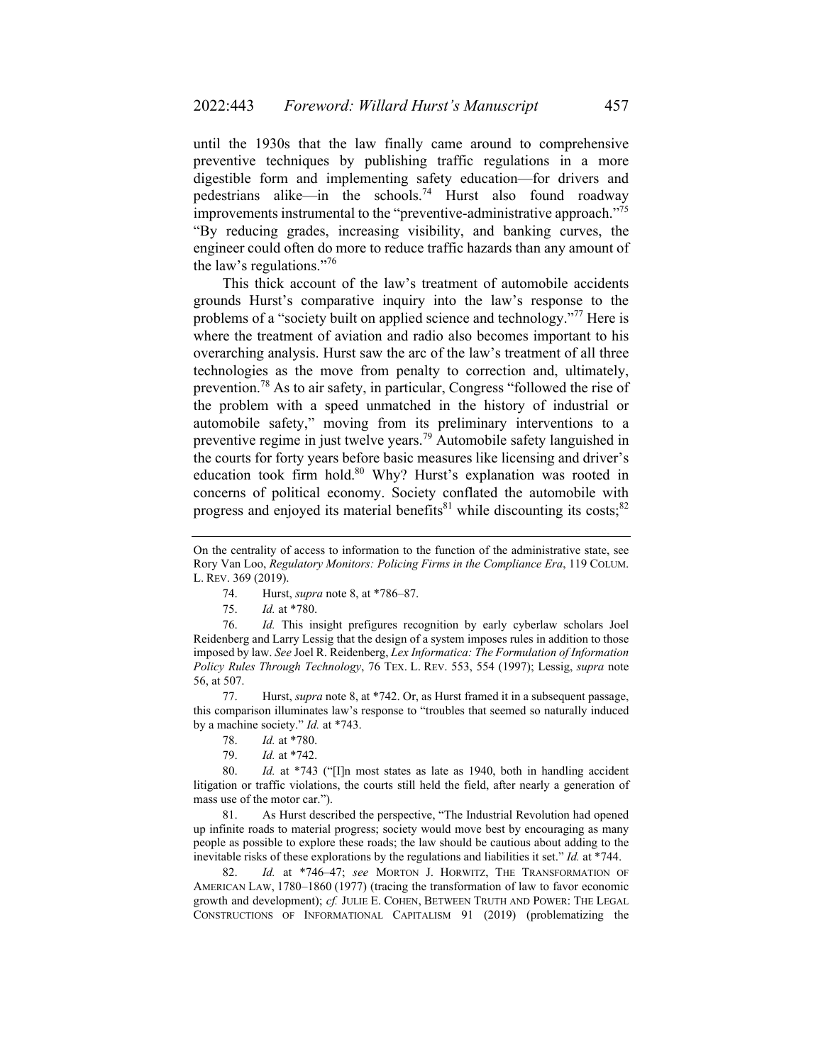until the 1930s that the law finally came around to comprehensive preventive techniques by publishing traffic regulations in a more digestible form and implementing safety education—for drivers and pedestrians alike—in the schools.[74] Hurst also found roadway improvements instrumental to the "preventive-administrative approach."[75] "By reducing grades, increasing visibility, and banking curves, the engineer could often do more to reduce traffic hazards than any amount of the law's regulations."[76]

This thick account of the law's treatment of automobile accidents grounds Hurst's comparative inquiry into the law's response to the problems of a "society built on applied science and technology."[77] Here is where the treatment of aviation and radio also becomes important to his overarching analysis. Hurst saw the arc of the law's treatment of all three technologies as the move from penalty to correction and, ultimately, prevention.[78] As to air safety, in particular, Congress "followed the rise of the problem with a speed unmatched in the history of industrial or automobile safety," moving from its preliminary interventions to a preventive regime in just twelve years.[79] Automobile safety languished in the courts for forty years before basic measures like licensing and driver's education took firm hold.[80] Why? Hurst's explanation was rooted in concerns of political economy. Society conflated the automobile with progress and enjoyed its material benefits[81] while discounting its costs;[82]

---

On the centrality of access to information to the function of the administrative state, see Rory Van Loo, *Regulatory Monitors: Policing Firms in the Compliance Era*, 119 COLUM. L. REV. 369 (2019).

74. Hurst, *supra* note 8, at *786–87.

75. *Id.* at *780.

76. *Id.* This insight prefigures recognition by early cyberlaw scholars Joel Reidenberg and Larry Lessig that the design of a system imposes rules in addition to those imposed by law. *See* Joel R. Reidenberg, *Lex Informatica: The Formulation of Information Policy Rules Through Technology*, 76 TEX. L. REV. 553, 554 (1997); Lessig, *supra* note 56, at 507.

77. Hurst, *supra* note 8, at *742. Or, as Hurst framed it in a subsequent passage, this comparison illuminates law's response to "troubles that seemed so naturally induced by a machine society." *Id.* at *743.

78. *Id.* at *780.

79. *Id.* at *742.

80. *Id.* at *743 ("[I]n most states as late as 1940, both in handling accident litigation or traffic violations, the courts still held the field, after nearly a generation of mass use of the motor car.").

81. As Hurst described the perspective, "The Industrial Revolution had opened up infinite roads to material progress; society would move best by encouraging as many people as possible to explore these roads; the law should be cautious about adding to the inevitable risks of these explorations by the regulations and liabilities it set." *Id.* at *744.

82. *Id.* at *746–47; *see* MORTON J. HORWITZ, THE TRANSFORMATION OF AMERICAN LAW, 1780–1860 (1977) (tracing the transformation of law to favor economic growth and development); *cf.* JULIE E. COHEN, BETWEEN TRUTH AND POWER: THE LEGAL CONSTRUCTIONS OF INFORMATIONAL CAPITALISM 91 (2019) (problematizing the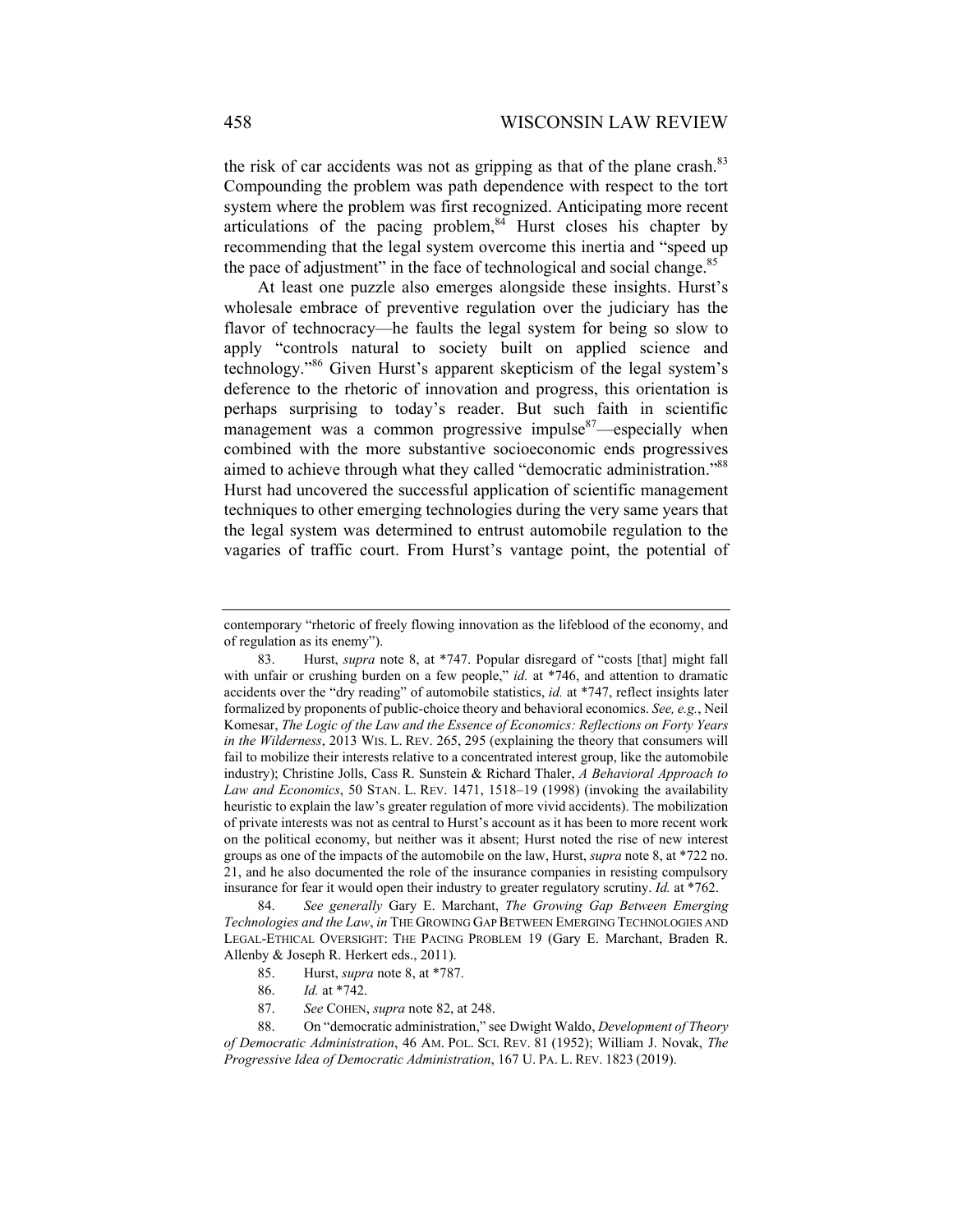the risk of car accidents was not as gripping as that of the plane crash.[83] Compounding the problem was path dependence with respect to the tort system where the problem was first recognized. Anticipating more recent articulations of the pacing problem,[84] Hurst closes his chapter by recommending that the legal system overcome this inertia and "speed up the pace of adjustment" in the face of technological and social change.[85]

At least one puzzle also emerges alongside these insights. Hurst's wholesale embrace of preventive regulation over the judiciary has the flavor of technocracy—he faults the legal system for being so slow to apply "controls natural to society built on applied science and technology."[86] Given Hurst's apparent skepticism of the legal system's deference to the rhetoric of innovation and progress, this orientation is perhaps surprising to today's reader. But such faith in scientific management was a common progressive impulse[87]—especially when combined with the more substantive socioeconomic ends progressives aimed to achieve through what they called "democratic administration."[88] Hurst had uncovered the successful application of scientific management techniques to other emerging technologies during the very same years that the legal system was determined to entrust automobile regulation to the vagaries of traffic court. From Hurst's vantage point, the potential of

---

contemporary "rhetoric of freely flowing innovation as the lifeblood of the economy, and of regulation as its enemy").

83. Hurst, *supra* note 8, at *747. Popular disregard of "costs [that] might fall with unfair or crushing burden on a few people," *id.* at *746, and attention to dramatic accidents over the "dry reading" of automobile statistics, *id.* at *747, reflect insights later formalized by proponents of public-choice theory and behavioral economics. *See, e.g.*, Neil Komesar, *The Logic of the Law and the Essence of Economics: Reflections on Forty Years in the Wilderness*, 2013 WIS. L. REV. 265, 295 (explaining the theory that consumers will fail to mobilize their interests relative to a concentrated interest group, like the automobile industry); Christine Jolls, Cass R. Sunstein & Richard Thaler, *A Behavioral Approach to Law and Economics*, 50 STAN. L. REV. 1471, 1518–19 (1998) (invoking the availability heuristic to explain the law's greater regulation of more vivid accidents). The mobilization of private interests was not as central to Hurst's account as it has been to more recent work on the political economy, but neither was it absent; Hurst noted the rise of new interest groups as one of the impacts of the automobile on the law, Hurst, *supra* note 8, at *722 no. 21, and he also documented the role of the insurance companies in resisting compulsory insurance for fear it would open their industry to greater regulatory scrutiny. *Id.* at *762.

84. *See generally* Gary E. Marchant, *The Growing Gap Between Emerging Technologies and the Law*, *in* THE GROWING GAP BETWEEN EMERGING TECHNOLOGIES AND LEGAL-ETHICAL OVERSIGHT: THE PACING PROBLEM 19 (Gary E. Marchant, Braden R. Allenby & Joseph R. Herkert eds., 2011).

85. Hurst, *supra* note 8, at *787.

86. *Id.* at *742.

87. *See* COHEN, *supra* note 82, at 248.

88. On "democratic administration," see Dwight Waldo, *Development of Theory of Democratic Administration*, 46 AM. POL. SCI. REV. 81 (1952); William J. Novak, *The Progressive Idea of Democratic Administration*, 167 U. PA. L. REV. 1823 (2019).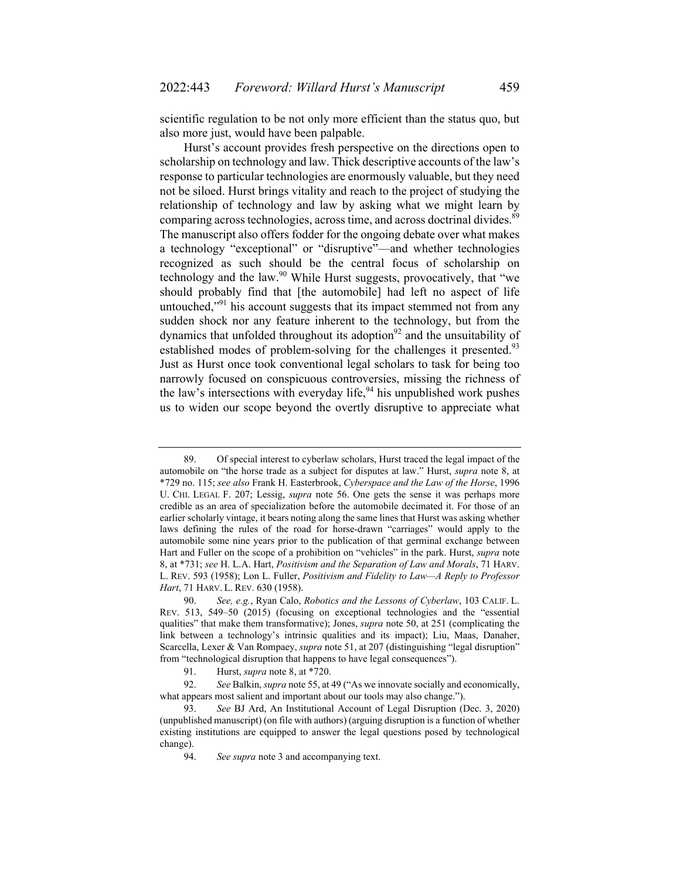scientific regulation to be not only more efficient than the status quo, but also more just, would have been palpable.

Hurst's account provides fresh perspective on the directions open to scholarship on technology and law. Thick descriptive accounts of the law's response to particular technologies are enormously valuable, but they need not be siloed. Hurst brings vitality and reach to the project of studying the relationship of technology and law by asking what we might learn by comparing across technologies, across time, and across doctrinal divides.[89] The manuscript also offers fodder for the ongoing debate over what makes a technology "exceptional" or "disruptive"—and whether technologies recognized as such should be the central focus of scholarship on technology and the law.[90] While Hurst suggests, provocatively, that "we should probably find that [the automobile] had left no aspect of life untouched,"[91] his account suggests that its impact stemmed not from any sudden shock nor any feature inherent to the technology, but from the dynamics that unfolded throughout its adoption[92] and the unsuitability of established modes of problem-solving for the challenges it presented.[93] Just as Hurst once took conventional legal scholars to task for being too narrowly focused on conspicuous controversies, missing the richness of the law's intersections with everyday life,[94] his unpublished work pushes us to widen our scope beyond the overtly disruptive to appreciate what

---

89. Of special interest to cyberlaw scholars, Hurst traced the legal impact of the automobile on "the horse trade as a subject for disputes at law." Hurst, *supra* note 8, at \*729 no. 115; *see also* Frank H. Easterbrook, *Cyberspace and the Law of the Horse*, 1996 U. CHI. LEGAL F. 207; Lessig, *supra* note 56. One gets the sense it was perhaps more credible as an area of specialization before the automobile decimated it. For those of an earlier scholarly vintage, it bears noting along the same lines that Hurst was asking whether laws defining the rules of the road for horse-drawn "carriages" would apply to the automobile some nine years prior to the publication of that germinal exchange between Hart and Fuller on the scope of a prohibition on "vehicles" in the park. Hurst, *supra* note 8, at \*731; *see* H. L.A. Hart, *Positivism and the Separation of Law and Morals*, 71 HARV. L. REV. 593 (1958); Lon L. Fuller, *Positivism and Fidelity to Law—A Reply to Professor Hart*, 71 HARV. L. REV. 630 (1958).

90. *See, e.g.*, Ryan Calo, *Robotics and the Lessons of Cyberlaw*, 103 CALIF. L. REV. 513, 549–50 (2015) (focusing on exceptional technologies and the "essential qualities" that make them transformative); Jones, *supra* note 50, at 251 (complicating the link between a technology's intrinsic qualities and its impact); Liu, Maas, Danaher, Scarcella, Lexer & Van Rompaey, *supra* note 51, at 207 (distinguishing "legal disruption" from "technological disruption that happens to have legal consequences").

91. Hurst, *supra* note 8, at \*720.

92. *See* Balkin, *supra* note 55, at 49 ("As we innovate socially and economically, what appears most salient and important about our tools may also change.").

93. *See* BJ Ard, An Institutional Account of Legal Disruption (Dec. 3, 2020) (unpublished manuscript) (on file with authors) (arguing disruption is a function of whether existing institutions are equipped to answer the legal questions posed by technological change).

94. *See supra* note 3 and accompanying text.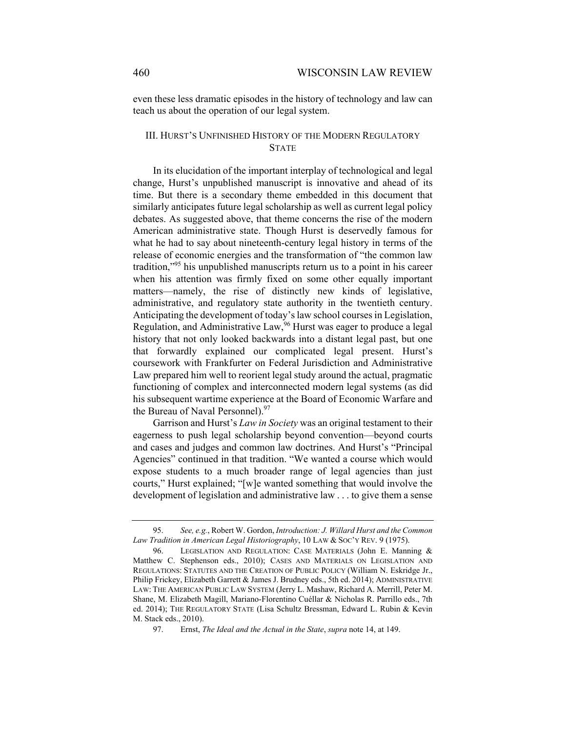even these less dramatic episodes in the history of technology and law can teach us about the operation of our legal system.

## III. HURST'S UNFINISHED HISTORY OF THE MODERN REGULATORY STATE

In its elucidation of the important interplay of technological and legal change, Hurst's unpublished manuscript is innovative and ahead of its time. But there is a secondary theme embedded in this document that similarly anticipates future legal scholarship as well as current legal policy debates. As suggested above, that theme concerns the rise of the modern American administrative state. Though Hurst is deservedly famous for what he had to say about nineteenth-century legal history in terms of the release of economic energies and the transformation of "the common law tradition,"[95] his unpublished manuscripts return us to a point in his career when his attention was firmly fixed on some other equally important matters—namely, the rise of distinctly new kinds of legislative, administrative, and regulatory state authority in the twentieth century. Anticipating the development of today's law school courses in Legislation, Regulation, and Administrative Law,[96] Hurst was eager to produce a legal history that not only looked backwards into a distant legal past, but one that forwardly explained our complicated legal present. Hurst's coursework with Frankfurter on Federal Jurisdiction and Administrative Law prepared him well to reorient legal study around the actual, pragmatic functioning of complex and interconnected modern legal systems (as did his subsequent wartime experience at the Board of Economic Warfare and the Bureau of Naval Personnel).[97]

Garrison and Hurst's *Law in Society* was an original testament to their eagerness to push legal scholarship beyond convention—beyond courts and cases and judges and common law doctrines. And Hurst's "Principal Agencies" continued in that tradition. "We wanted a course which would expose students to a much broader range of legal agencies than just courts," Hurst explained; "[w]e wanted something that would involve the development of legislation and administrative law . . . to give them a sense

---

95. *See, e.g.*, Robert W. Gordon, *Introduction: J. Willard Hurst and the Common Law Tradition in American Legal Historiography*, 10 LAW & SOC'Y REV. 9 (1975).

96. LEGISLATION AND REGULATION: CASE MATERIALS (John E. Manning & Matthew C. Stephenson eds., 2010); CASES AND MATERIALS ON LEGISLATION AND REGULATIONS: STATUTES AND THE CREATION OF PUBLIC POLICY (William N. Eskridge Jr., Philip Frickey, Elizabeth Garrett & James J. Brudney eds., 5th ed. 2014); ADMINISTRATIVE LAW: THE AMERICAN PUBLIC LAW SYSTEM (Jerry L. Mashaw, Richard A. Merrill, Peter M. Shane, M. Elizabeth Magill, Mariano-Florentino Cuéllar & Nicholas R. Parrillo eds., 7th ed. 2014); THE REGULATORY STATE (Lisa Schultz Bressman, Edward L. Rubin & Kevin M. Stack eds., 2010).

97. Ernst, *The Ideal and the Actual in the State*, *supra* note 14, at 149.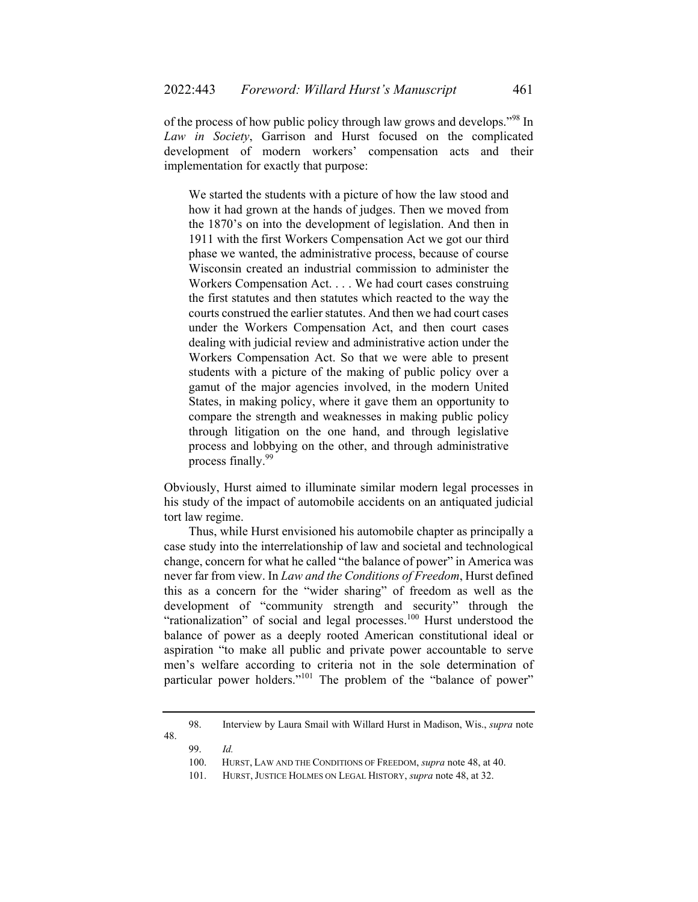of the process of how public policy through law grows and develops."[98] In *Law in Society*, Garrison and Hurst focused on the complicated development of modern workers' compensation acts and their implementation for exactly that purpose:

> We started the students with a picture of how the law stood and how it had grown at the hands of judges. Then we moved from the 1870's on into the development of legislation. And then in 1911 with the first Workers Compensation Act we got our third phase we wanted, the administrative process, because of course Wisconsin created an industrial commission to administer the Workers Compensation Act. . . . We had court cases construing the first statutes and then statutes which reacted to the way the courts construed the earlier statutes. And then we had court cases under the Workers Compensation Act, and then court cases dealing with judicial review and administrative action under the Workers Compensation Act. So that we were able to present students with a picture of the making of public policy over a gamut of the major agencies involved, in the modern United States, in making policy, where it gave them an opportunity to compare the strength and weaknesses in making public policy through litigation on the one hand, and through legislative process and lobbying on the other, and through administrative process finally.[99]

Obviously, Hurst aimed to illuminate similar modern legal processes in his study of the impact of automobile accidents on an antiquated judicial tort law regime.

Thus, while Hurst envisioned his automobile chapter as principally a case study into the interrelationship of law and societal and technological change, concern for what he called "the balance of power" in America was never far from view. In *Law and the Conditions of Freedom*, Hurst defined this as a concern for the "wider sharing" of freedom as well as the development of "community strength and security" through the "rationalization" of social and legal processes.[100] Hurst understood the balance of power as a deeply rooted American constitutional ideal or aspiration "to make all public and private power accountable to serve men's welfare according to criteria not in the sole determination of particular power holders."[101] The problem of the "balance of power"

---

98. Interview by Laura Smail with Willard Hurst in Madison, Wis., *supra* note 48.

99. *Id.*

100. HURST, LAW AND THE CONDITIONS OF FREEDOM, *supra* note 48, at 40.

101. HURST, JUSTICE HOLMES ON LEGAL HISTORY, *supra* note 48, at 32.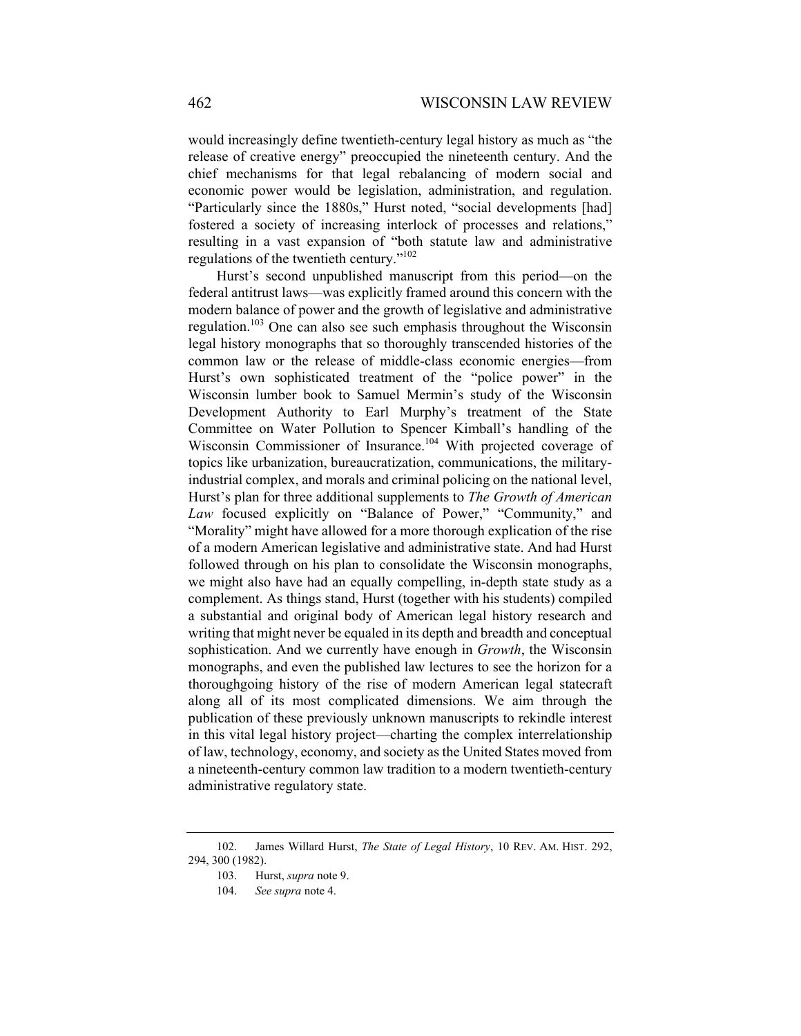would increasingly define twentieth-century legal history as much as "the release of creative energy" preoccupied the nineteenth century. And the chief mechanisms for that legal rebalancing of modern social and economic power would be legislation, administration, and regulation. "Particularly since the 1880s," Hurst noted, "social developments [had] fostered a society of increasing interlock of processes and relations," resulting in a vast expansion of "both statute law and administrative regulations of the twentieth century."[102]

Hurst's second unpublished manuscript from this period—on the federal antitrust laws—was explicitly framed around this concern with the modern balance of power and the growth of legislative and administrative regulation.[103] One can also see such emphasis throughout the Wisconsin legal history monographs that so thoroughly transcended histories of the common law or the release of middle-class economic energies—from Hurst's own sophisticated treatment of the "police power" in the Wisconsin lumber book to Samuel Mermin's study of the Wisconsin Development Authority to Earl Murphy's treatment of the State Committee on Water Pollution to Spencer Kimball's handling of the Wisconsin Commissioner of Insurance.[104] With projected coverage of topics like urbanization, bureaucratization, communications, the military-industrial complex, and morals and criminal policing on the national level, Hurst's plan for three additional supplements to *The Growth of American Law* focused explicitly on "Balance of Power," "Community," and "Morality" might have allowed for a more thorough explication of the rise of a modern American legislative and administrative state. And had Hurst followed through on his plan to consolidate the Wisconsin monographs, we might also have had an equally compelling, in-depth state study as a complement. As things stand, Hurst (together with his students) compiled a substantial and original body of American legal history research and writing that might never be equaled in its depth and breadth and conceptual sophistication. And we currently have enough in *Growth*, the Wisconsin monographs, and even the published law lectures to see the horizon for a thoroughgoing history of the rise of modern American legal statecraft along all of its most complicated dimensions. We aim through the publication of these previously unknown manuscripts to rekindle interest in this vital legal history project—charting the complex interrelationship of law, technology, economy, and society as the United States moved from a nineteenth-century common law tradition to a modern twentieth-century administrative regulatory state.

---

102. James Willard Hurst, *The State of Legal History*, 10 REV. AM. HIST. 292, 294, 300 (1982).

103. Hurst, *supra* note 9.

104. *See supra* note 4.